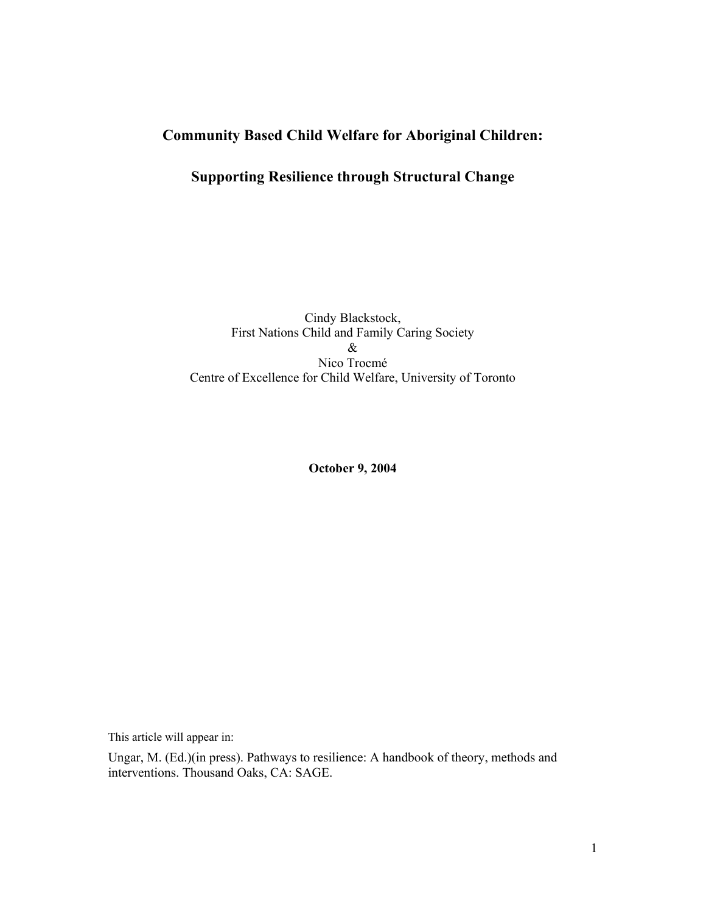# Community Based Child Welfare for Aboriginal Children:

## Supporting Resilience through Structural Change

Cindy Blackstock,
First Nations Child and Family Caring Society
&
Nico Trocmé
Centre of Excellence for Child Welfare, University of Toronto

**October 9, 2004**

This article will appear in:

Ungar, M. (Ed.)(in press). Pathways to resilience: A handbook of theory, methods and interventions. Thousand Oaks, CA: SAGE.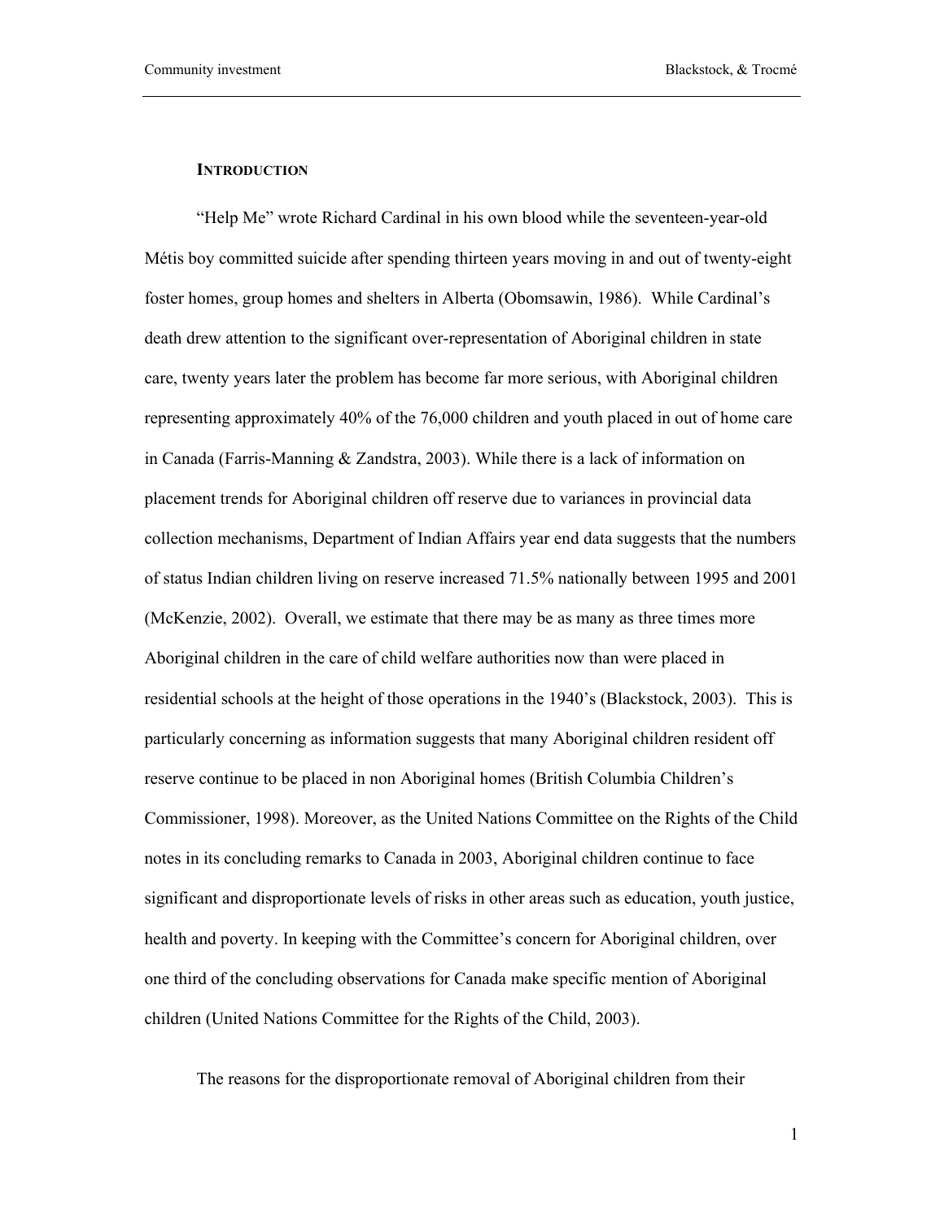## INTRODUCTION

"Help Me" wrote Richard Cardinal in his own blood while the seventeen-year-old Métis boy committed suicide after spending thirteen years moving in and out of twenty-eight foster homes, group homes and shelters in Alberta (Obomsawin, 1986). While Cardinal's death drew attention to the significant over-representation of Aboriginal children in state care, twenty years later the problem has become far more serious, with Aboriginal children representing approximately 40% of the 76,000 children and youth placed in out of home care in Canada (Farris-Manning & Zandstra, 2003). While there is a lack of information on placement trends for Aboriginal children off reserve due to variances in provincial data collection mechanisms, Department of Indian Affairs year end data suggests that the numbers of status Indian children living on reserve increased 71.5% nationally between 1995 and 2001 (McKenzie, 2002). Overall, we estimate that there may be as many as three times more Aboriginal children in the care of child welfare authorities now than were placed in residential schools at the height of those operations in the 1940's (Blackstock, 2003). This is particularly concerning as information suggests that many Aboriginal children resident off reserve continue to be placed in non Aboriginal homes (British Columbia Children's Commissioner, 1998). Moreover, as the United Nations Committee on the Rights of the Child notes in its concluding remarks to Canada in 2003, Aboriginal children continue to face significant and disproportionate levels of risks in other areas such as education, youth justice, health and poverty. In keeping with the Committee's concern for Aboriginal children, over one third of the concluding observations for Canada make specific mention of Aboriginal children (United Nations Committee for the Rights of the Child, 2003).

The reasons for the disproportionate removal of Aboriginal children from their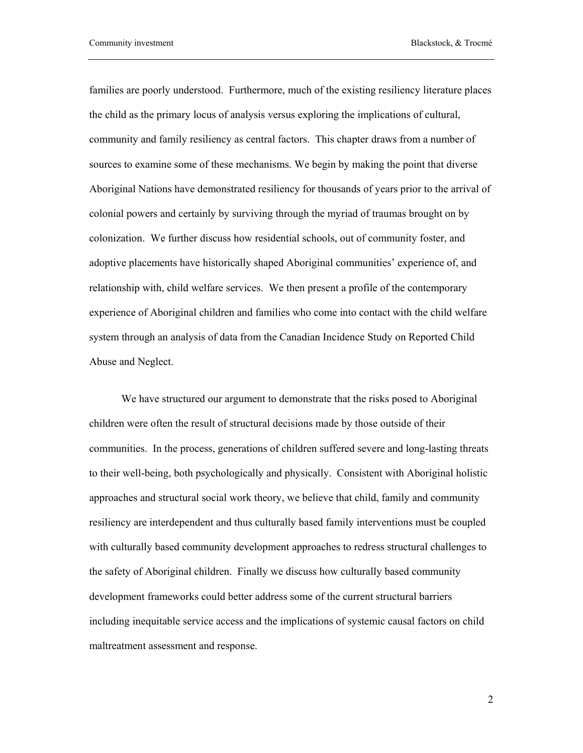families are poorly understood. Furthermore, much of the existing resiliency literature places the child as the primary locus of analysis versus exploring the implications of cultural, community and family resiliency as central factors. This chapter draws from a number of sources to examine some of these mechanisms. We begin by making the point that diverse Aboriginal Nations have demonstrated resiliency for thousands of years prior to the arrival of colonial powers and certainly by surviving through the myriad of traumas brought on by colonization. We further discuss how residential schools, out of community foster, and adoptive placements have historically shaped Aboriginal communities' experience of, and relationship with, child welfare services. We then present a profile of the contemporary experience of Aboriginal children and families who come into contact with the child welfare system through an analysis of data from the Canadian Incidence Study on Reported Child Abuse and Neglect.

We have structured our argument to demonstrate that the risks posed to Aboriginal children were often the result of structural decisions made by those outside of their communities. In the process, generations of children suffered severe and long-lasting threats to their well-being, both psychologically and physically. Consistent with Aboriginal holistic approaches and structural social work theory, we believe that child, family and community resiliency are interdependent and thus culturally based family interventions must be coupled with culturally based community development approaches to redress structural challenges to the safety of Aboriginal children. Finally we discuss how culturally based community development frameworks could better address some of the current structural barriers including inequitable service access and the implications of systemic causal factors on child maltreatment assessment and response.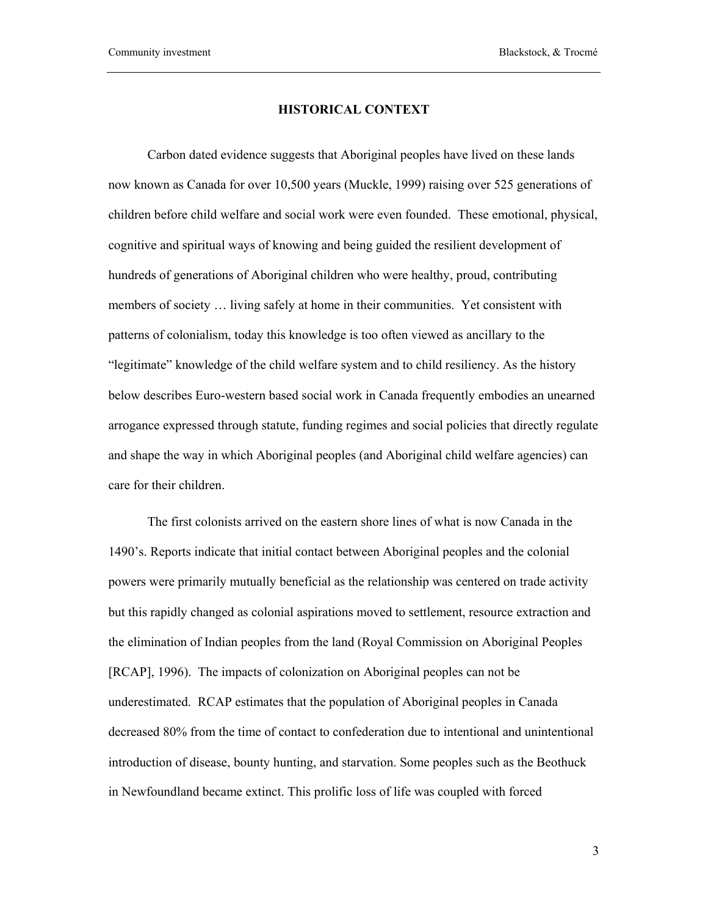## HISTORICAL CONTEXT

Carbon dated evidence suggests that Aboriginal peoples have lived on these lands now known as Canada for over 10,500 years (Muckle, 1999) raising over 525 generations of children before child welfare and social work were even founded. These emotional, physical, cognitive and spiritual ways of knowing and being guided the resilient development of hundreds of generations of Aboriginal children who were healthy, proud, contributing members of society … living safely at home in their communities. Yet consistent with patterns of colonialism, today this knowledge is too often viewed as ancillary to the "legitimate" knowledge of the child welfare system and to child resiliency. As the history below describes Euro-western based social work in Canada frequently embodies an unearned arrogance expressed through statute, funding regimes and social policies that directly regulate and shape the way in which Aboriginal peoples (and Aboriginal child welfare agencies) can care for their children.

The first colonists arrived on the eastern shore lines of what is now Canada in the 1490's. Reports indicate that initial contact between Aboriginal peoples and the colonial powers were primarily mutually beneficial as the relationship was centered on trade activity but this rapidly changed as colonial aspirations moved to settlement, resource extraction and the elimination of Indian peoples from the land (Royal Commission on Aboriginal Peoples [RCAP], 1996). The impacts of colonization on Aboriginal peoples can not be underestimated. RCAP estimates that the population of Aboriginal peoples in Canada decreased 80% from the time of contact to confederation due to intentional and unintentional introduction of disease, bounty hunting, and starvation. Some peoples such as the Beothuck in Newfoundland became extinct. This prolific loss of life was coupled with forced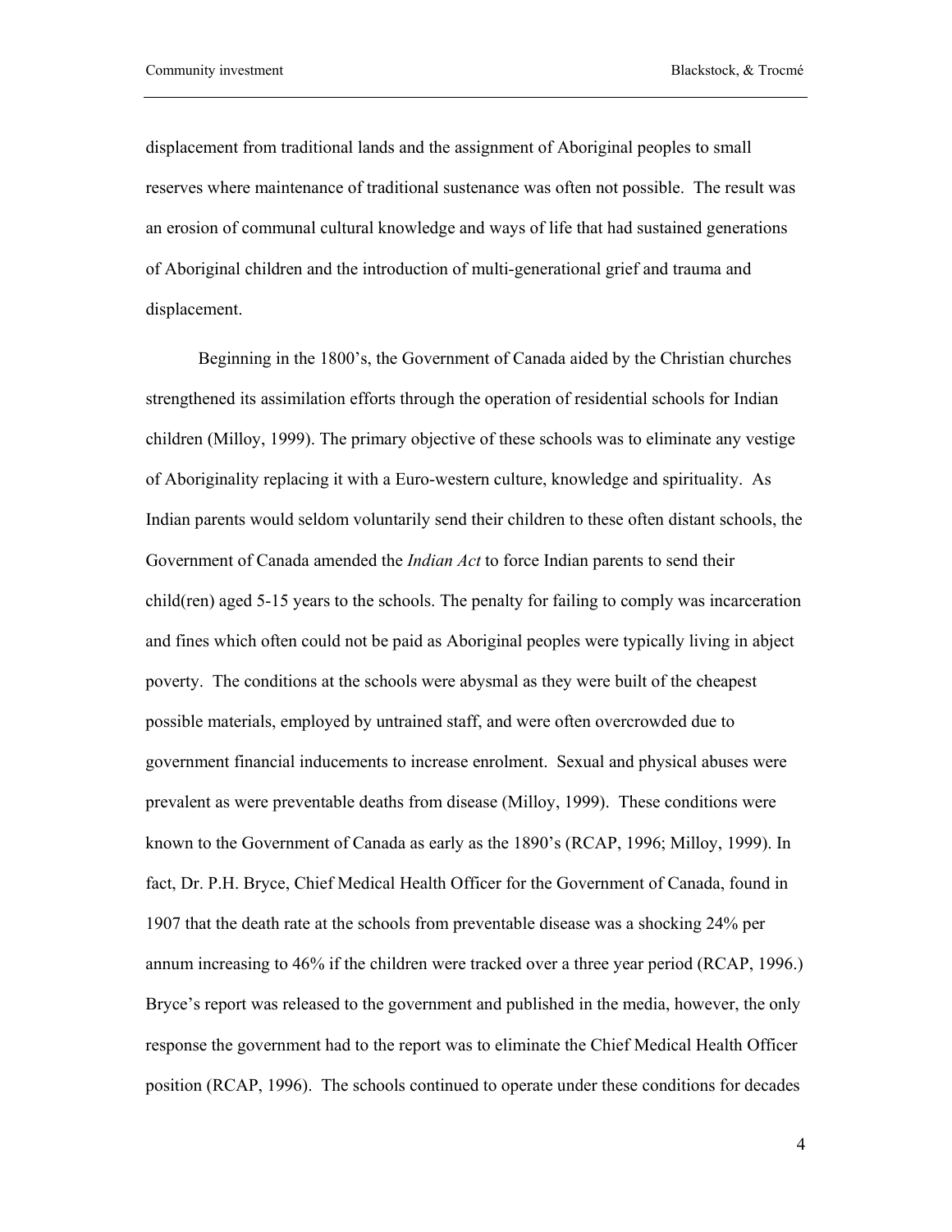displacement from traditional lands and the assignment of Aboriginal peoples to small reserves where maintenance of traditional sustenance was often not possible. The result was an erosion of communal cultural knowledge and ways of life that had sustained generations of Aboriginal children and the introduction of multi-generational grief and trauma and displacement.

Beginning in the 1800's, the Government of Canada aided by the Christian churches strengthened its assimilation efforts through the operation of residential schools for Indian children (Milloy, 1999). The primary objective of these schools was to eliminate any vestige of Aboriginality replacing it with a Euro-western culture, knowledge and spirituality. As Indian parents would seldom voluntarily send their children to these often distant schools, the Government of Canada amended the *Indian Act* to force Indian parents to send their child(ren) aged 5-15 years to the schools. The penalty for failing to comply was incarceration and fines which often could not be paid as Aboriginal peoples were typically living in abject poverty. The conditions at the schools were abysmal as they were built of the cheapest possible materials, employed by untrained staff, and were often overcrowded due to government financial inducements to increase enrolment. Sexual and physical abuses were prevalent as were preventable deaths from disease (Milloy, 1999). These conditions were known to the Government of Canada as early as the 1890's (RCAP, 1996; Milloy, 1999). In fact, Dr. P.H. Bryce, Chief Medical Health Officer for the Government of Canada, found in 1907 that the death rate at the schools from preventable disease was a shocking 24% per annum increasing to 46% if the children were tracked over a three year period (RCAP, 1996.) Bryce's report was released to the government and published in the media, however, the only response the government had to the report was to eliminate the Chief Medical Health Officer position (RCAP, 1996). The schools continued to operate under these conditions for decades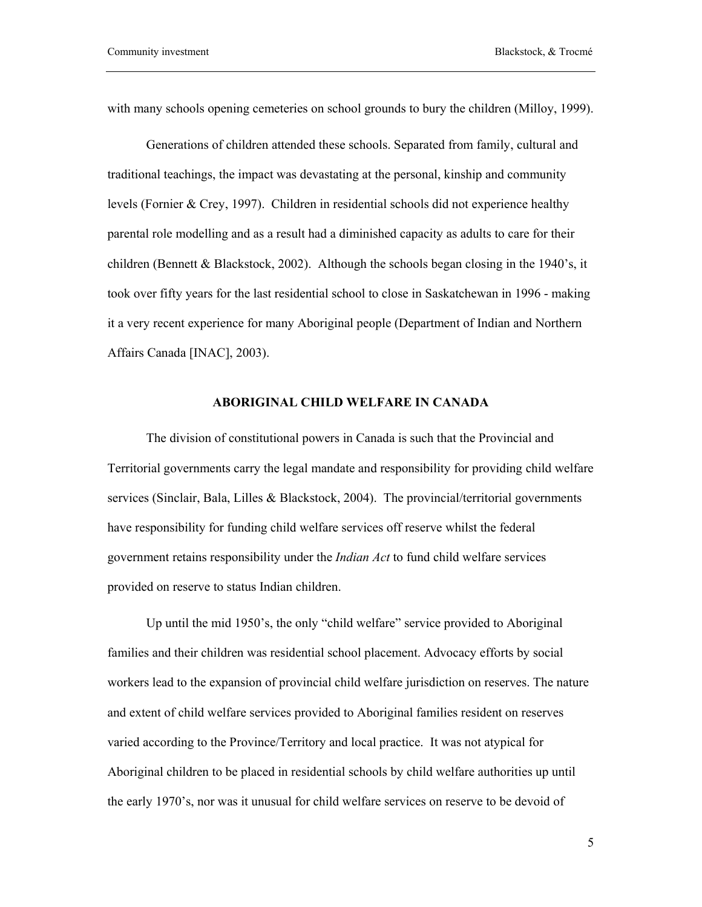with many schools opening cemeteries on school grounds to bury the children (Milloy, 1999).

Generations of children attended these schools. Separated from family, cultural and traditional teachings, the impact was devastating at the personal, kinship and community levels (Fornier & Crey, 1997). Children in residential schools did not experience healthy parental role modelling and as a result had a diminished capacity as adults to care for their children (Bennett & Blackstock, 2002). Although the schools began closing in the 1940's, it took over fifty years for the last residential school to close in Saskatchewan in 1996 - making it a very recent experience for many Aboriginal people (Department of Indian and Northern Affairs Canada [INAC], 2003).

## ABORIGINAL CHILD WELFARE IN CANADA

The division of constitutional powers in Canada is such that the Provincial and Territorial governments carry the legal mandate and responsibility for providing child welfare services (Sinclair, Bala, Lilles & Blackstock, 2004). The provincial/territorial governments have responsibility for funding child welfare services off reserve whilst the federal government retains responsibility under the *Indian Act* to fund child welfare services provided on reserve to status Indian children.

Up until the mid 1950's, the only "child welfare" service provided to Aboriginal families and their children was residential school placement. Advocacy efforts by social workers lead to the expansion of provincial child welfare jurisdiction on reserves. The nature and extent of child welfare services provided to Aboriginal families resident on reserves varied according to the Province/Territory and local practice. It was not atypical for Aboriginal children to be placed in residential schools by child welfare authorities up until the early 1970's, nor was it unusual for child welfare services on reserve to be devoid of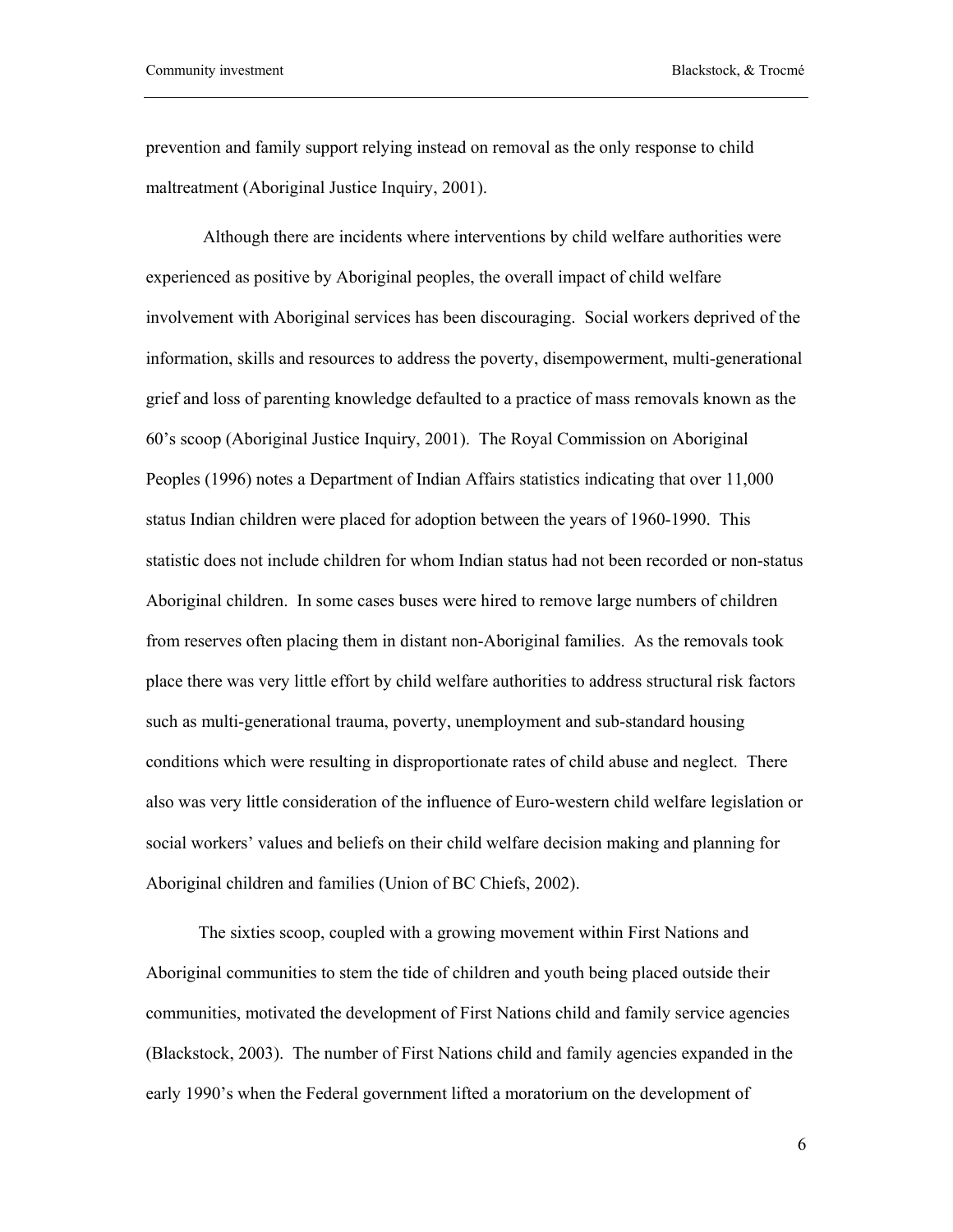prevention and family support relying instead on removal as the only response to child maltreatment (Aboriginal Justice Inquiry, 2001).

Although there are incidents where interventions by child welfare authorities were experienced as positive by Aboriginal peoples, the overall impact of child welfare involvement with Aboriginal services has been discouraging. Social workers deprived of the information, skills and resources to address the poverty, disempowerment, multi-generational grief and loss of parenting knowledge defaulted to a practice of mass removals known as the 60's scoop (Aboriginal Justice Inquiry, 2001). The Royal Commission on Aboriginal Peoples (1996) notes a Department of Indian Affairs statistics indicating that over 11,000 status Indian children were placed for adoption between the years of 1960-1990. This statistic does not include children for whom Indian status had not been recorded or non-status Aboriginal children. In some cases buses were hired to remove large numbers of children from reserves often placing them in distant non-Aboriginal families. As the removals took place there was very little effort by child welfare authorities to address structural risk factors such as multi-generational trauma, poverty, unemployment and sub-standard housing conditions which were resulting in disproportionate rates of child abuse and neglect. There also was very little consideration of the influence of Euro-western child welfare legislation or social workers' values and beliefs on their child welfare decision making and planning for Aboriginal children and families (Union of BC Chiefs, 2002).

The sixties scoop, coupled with a growing movement within First Nations and Aboriginal communities to stem the tide of children and youth being placed outside their communities, motivated the development of First Nations child and family service agencies (Blackstock, 2003). The number of First Nations child and family agencies expanded in the early 1990's when the Federal government lifted a moratorium on the development of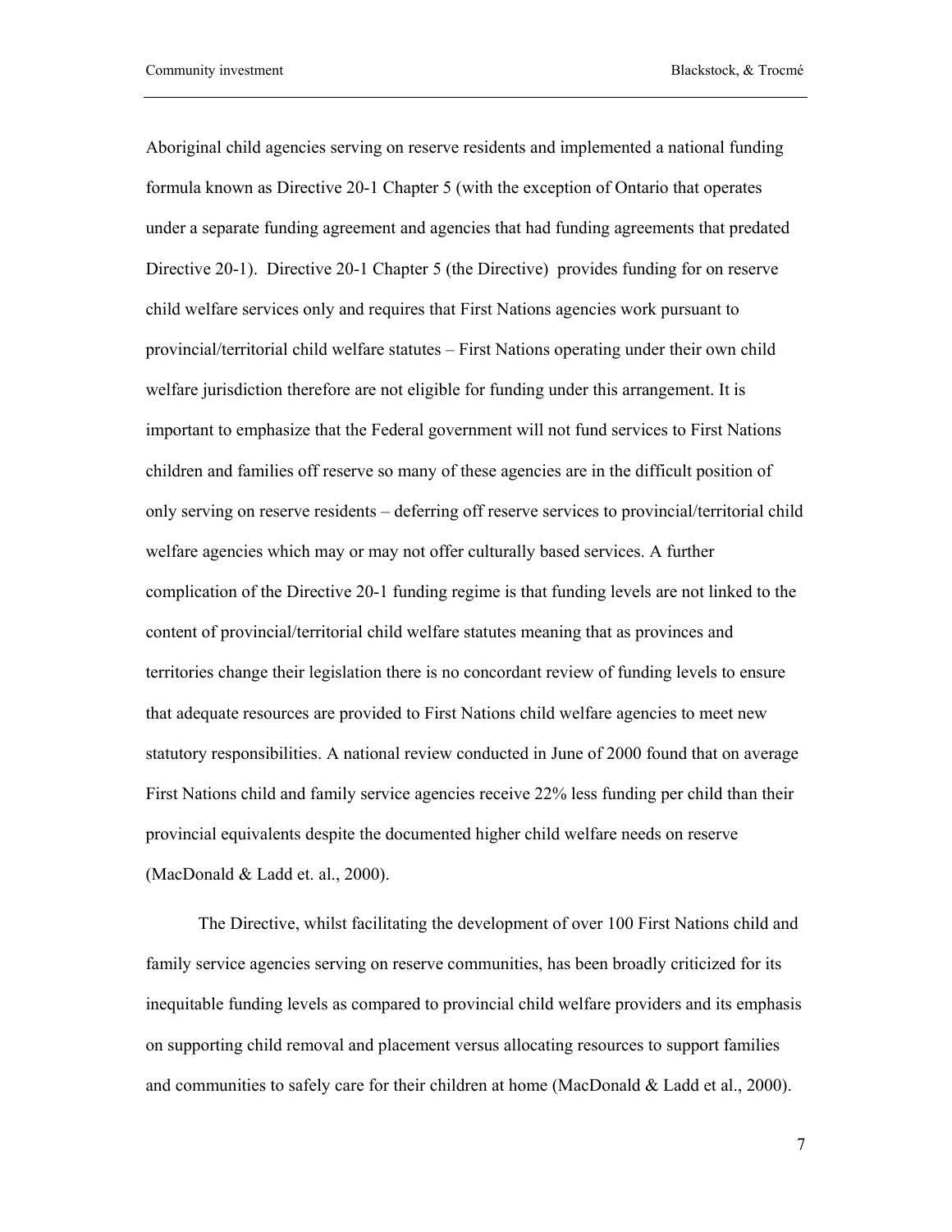Aboriginal child agencies serving on reserve residents and implemented a national funding formula known as Directive 20-1 Chapter 5 (with the exception of Ontario that operates under a separate funding agreement and agencies that had funding agreements that predated Directive 20-1). Directive 20-1 Chapter 5 (the Directive) provides funding for on reserve child welfare services only and requires that First Nations agencies work pursuant to provincial/territorial child welfare statutes – First Nations operating under their own child welfare jurisdiction therefore are not eligible for funding under this arrangement. It is important to emphasize that the Federal government will not fund services to First Nations children and families off reserve so many of these agencies are in the difficult position of only serving on reserve residents – deferring off reserve services to provincial/territorial child welfare agencies which may or may not offer culturally based services. A further complication of the Directive 20-1 funding regime is that funding levels are not linked to the content of provincial/territorial child welfare statutes meaning that as provinces and territories change their legislation there is no concordant review of funding levels to ensure that adequate resources are provided to First Nations child welfare agencies to meet new statutory responsibilities. A national review conducted in June of 2000 found that on average First Nations child and family service agencies receive 22% less funding per child than their provincial equivalents despite the documented higher child welfare needs on reserve (MacDonald & Ladd et. al., 2000).

The Directive, whilst facilitating the development of over 100 First Nations child and family service agencies serving on reserve communities, has been broadly criticized for its inequitable funding levels as compared to provincial child welfare providers and its emphasis on supporting child removal and placement versus allocating resources to support families and communities to safely care for their children at home (MacDonald & Ladd et al., 2000).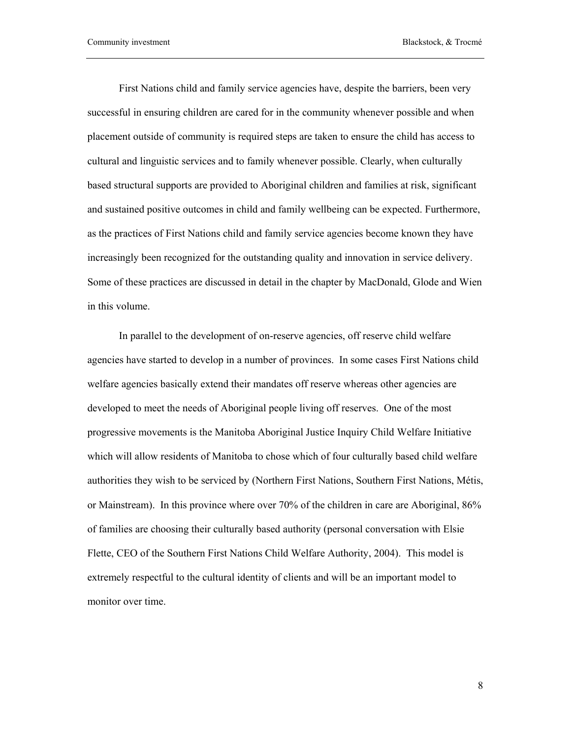First Nations child and family service agencies have, despite the barriers, been very successful in ensuring children are cared for in the community whenever possible and when placement outside of community is required steps are taken to ensure the child has access to cultural and linguistic services and to family whenever possible. Clearly, when culturally based structural supports are provided to Aboriginal children and families at risk, significant and sustained positive outcomes in child and family wellbeing can be expected. Furthermore, as the practices of First Nations child and family service agencies become known they have increasingly been recognized for the outstanding quality and innovation in service delivery. Some of these practices are discussed in detail in the chapter by MacDonald, Glode and Wien in this volume.

In parallel to the development of on-reserve agencies, off reserve child welfare agencies have started to develop in a number of provinces. In some cases First Nations child welfare agencies basically extend their mandates off reserve whereas other agencies are developed to meet the needs of Aboriginal people living off reserves. One of the most progressive movements is the Manitoba Aboriginal Justice Inquiry Child Welfare Initiative which will allow residents of Manitoba to chose which of four culturally based child welfare authorities they wish to be serviced by (Northern First Nations, Southern First Nations, Métis, or Mainstream). In this province where over 70% of the children in care are Aboriginal, 86% of families are choosing their culturally based authority (personal conversation with Elsie Flette, CEO of the Southern First Nations Child Welfare Authority, 2004). This model is extremely respectful to the cultural identity of clients and will be an important model to monitor over time.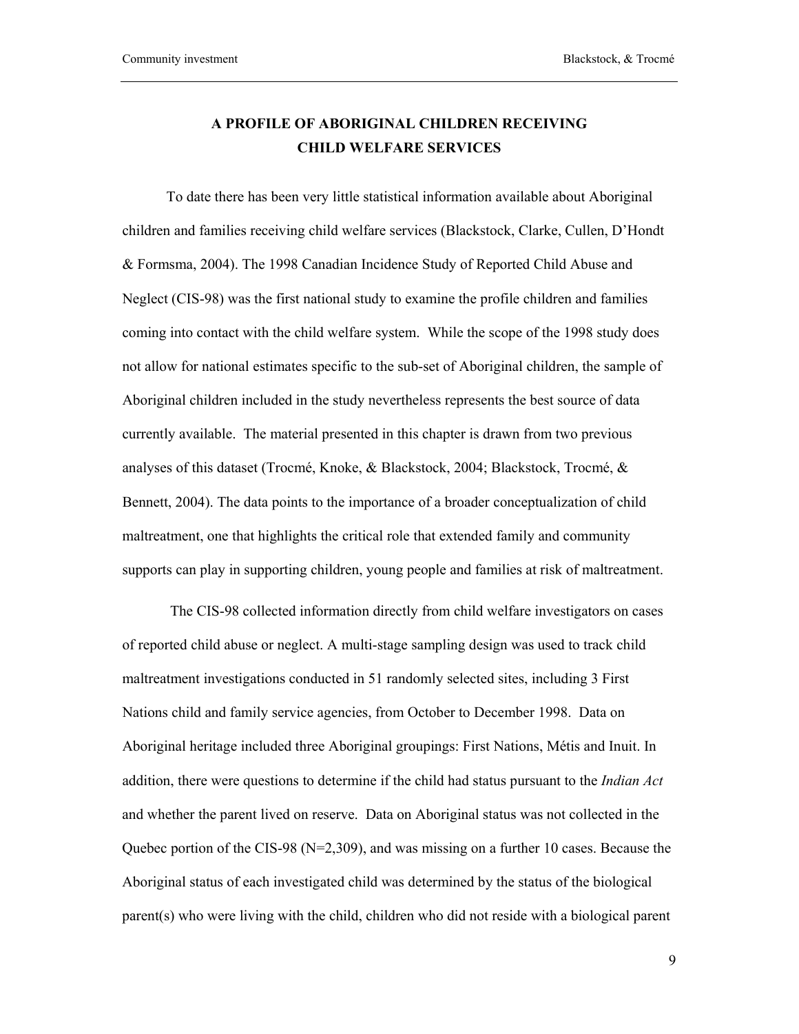## A PROFILE OF ABORIGINAL CHILDREN RECEIVING CHILD WELFARE SERVICES

To date there has been very little statistical information available about Aboriginal children and families receiving child welfare services (Blackstock, Clarke, Cullen, D'Hondt & Formsma, 2004). The 1998 Canadian Incidence Study of Reported Child Abuse and Neglect (CIS-98) was the first national study to examine the profile children and families coming into contact with the child welfare system. While the scope of the 1998 study does not allow for national estimates specific to the sub-set of Aboriginal children, the sample of Aboriginal children included in the study nevertheless represents the best source of data currently available. The material presented in this chapter is drawn from two previous analyses of this dataset (Trocmé, Knoke, & Blackstock, 2004; Blackstock, Trocmé, & Bennett, 2004). The data points to the importance of a broader conceptualization of child maltreatment, one that highlights the critical role that extended family and community supports can play in supporting children, young people and families at risk of maltreatment.

The CIS-98 collected information directly from child welfare investigators on cases of reported child abuse or neglect. A multi-stage sampling design was used to track child maltreatment investigations conducted in 51 randomly selected sites, including 3 First Nations child and family service agencies, from October to December 1998. Data on Aboriginal heritage included three Aboriginal groupings: First Nations, Métis and Inuit. In addition, there were questions to determine if the child had status pursuant to the *Indian Act* and whether the parent lived on reserve. Data on Aboriginal status was not collected in the Quebec portion of the CIS-98 (N=2,309), and was missing on a further 10 cases. Because the Aboriginal status of each investigated child was determined by the status of the biological parent(s) who were living with the child, children who did not reside with a biological parent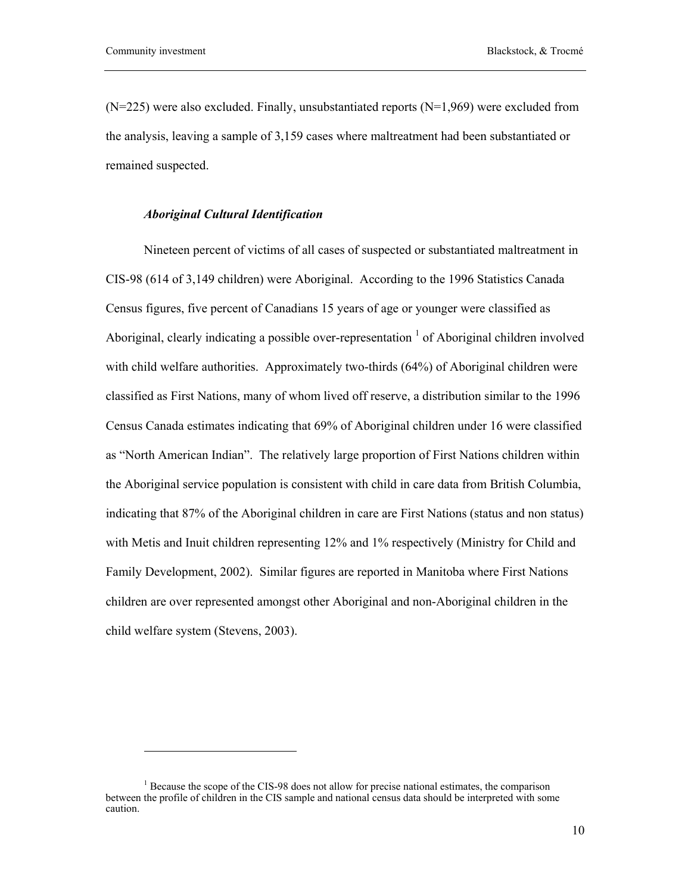(N=225) were also excluded. Finally, unsubstantiated reports (N=1,969) were excluded from the analysis, leaving a sample of 3,159 cases where maltreatment had been substantiated or remained suspected.

### *Aboriginal Cultural Identification*

Nineteen percent of victims of all cases of suspected or substantiated maltreatment in CIS-98 (614 of 3,149 children) were Aboriginal. According to the 1996 Statistics Canada Census figures, five percent of Canadians 15 years of age or younger were classified as Aboriginal, clearly indicating a possible over-representation [1] of Aboriginal children involved with child welfare authorities. Approximately two-thirds (64%) of Aboriginal children were classified as First Nations, many of whom lived off reserve, a distribution similar to the 1996 Census Canada estimates indicating that 69% of Aboriginal children under 16 were classified as "North American Indian". The relatively large proportion of First Nations children within the Aboriginal service population is consistent with child in care data from British Columbia, indicating that 87% of the Aboriginal children in care are First Nations (status and non status) with Metis and Inuit children representing 12% and 1% respectively (Ministry for Child and Family Development, 2002). Similar figures are reported in Manitoba where First Nations children are over represented amongst other Aboriginal and non-Aboriginal children in the child welfare system (Stevens, 2003).

---

[1] Because the scope of the CIS-98 does not allow for precise national estimates, the comparison between the profile of children in the CIS sample and national census data should be interpreted with some caution.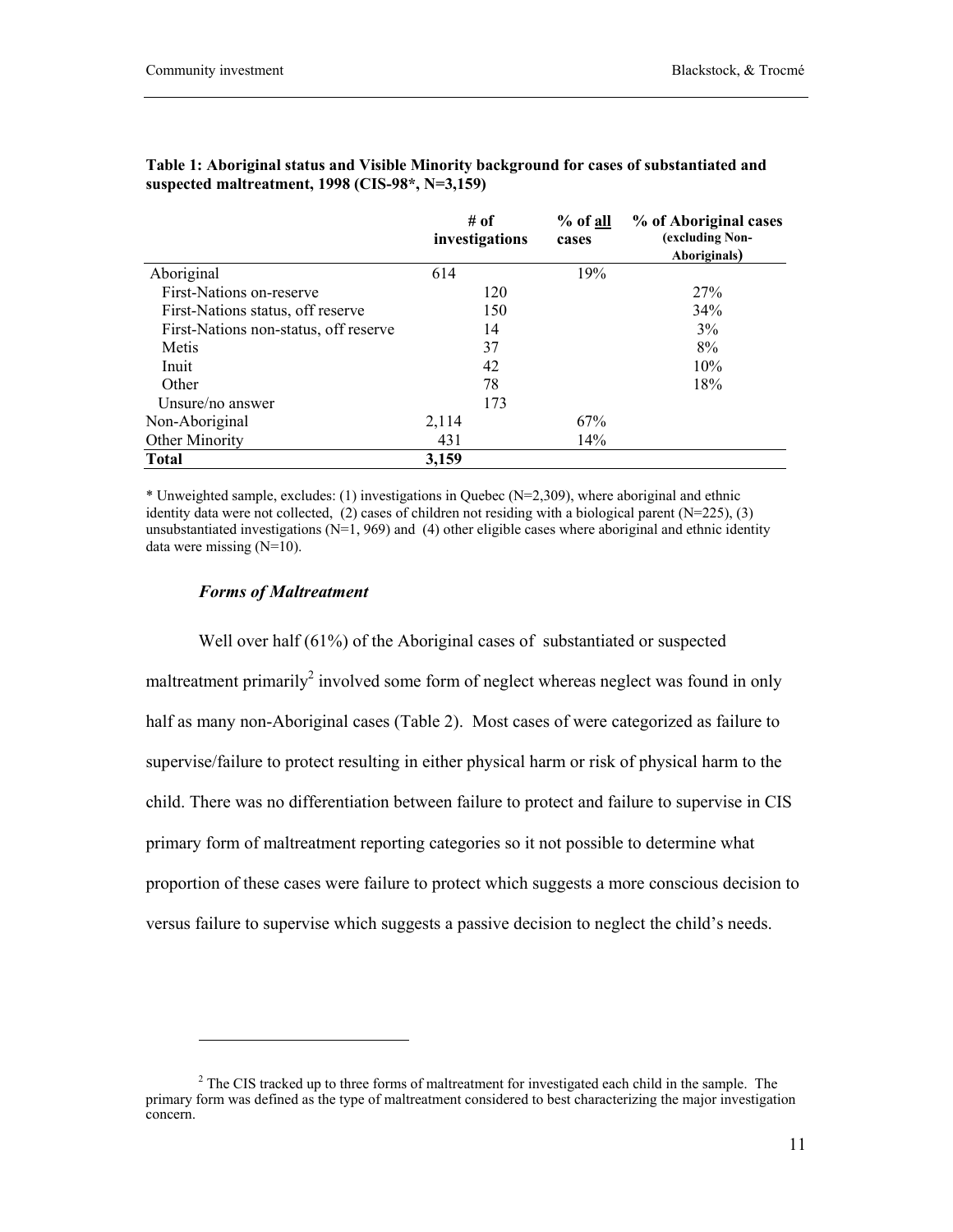**Table 1: Aboriginal status and Visible Minority background for cases of substantiated and suspected maltreatment, 1998 (CIS-98*, N=3,159)**

| | # of investigations | % of all cases | % of Aboriginal cases (excluding Non-Aboriginals) |
|---|---|---|---|
| Aboriginal | 614 | 19% | |
| First-Nations on-reserve | 120 | | 27% |
| First-Nations status, off reserve | 150 | | 34% |
| First-Nations non-status, off reserve | 14 | | 3% |
| Metis | 37 | | 8% |
| Inuit | 42 | | 10% |
| Other | 78 | | 18% |
| Unsure/no answer | 173 | | |
| Non-Aboriginal | 2,114 | 67% | |
| Other Minority | 431 | 14% | |
| **Total** | **3,159** | | |

\* Unweighted sample, excludes: (1) investigations in Quebec (N=2,309), where aboriginal and ethnic identity data were not collected, (2) cases of children not residing with a biological parent (N=225), (3) unsubstantiated investigations (N=1, 969) and (4) other eligible cases where aboriginal and ethnic identity data were missing (N=10).

### *Forms of Maltreatment*

Well over half (61%) of the Aboriginal cases of substantiated or suspected maltreatment primarily[2] involved some form of neglect whereas neglect was found in only half as many non-Aboriginal cases (Table 2). Most cases of were categorized as failure to supervise/failure to protect resulting in either physical harm or risk of physical harm to the child. There was no differentiation between failure to protect and failure to supervise in CIS primary form of maltreatment reporting categories so it not possible to determine what proportion of these cases were failure to protect which suggests a more conscious decision to versus failure to supervise which suggests a passive decision to neglect the child's needs.

[2] The CIS tracked up to three forms of maltreatment for investigated each child in the sample. The primary form was defined as the type of maltreatment considered to best characterizing the major investigation concern.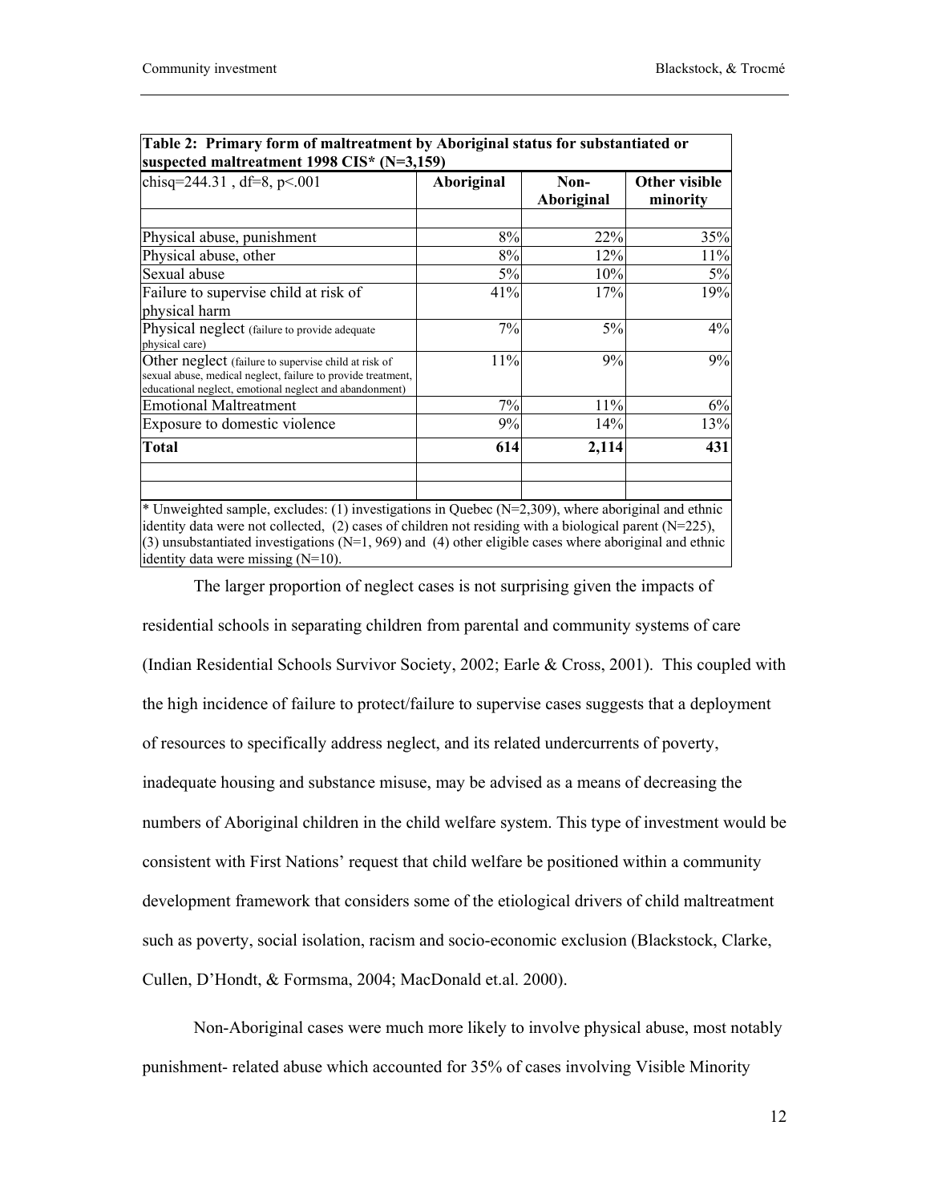**Table 2: Primary form of maltreatment by Aboriginal status for substantiated or suspected maltreatment 1998 CIS* (N=3,159)**

| chisq=244.31 , df=8, p<.001 | Aboriginal | Non-Aboriginal | Other visible minority |
|---|---|---|---|
| Physical abuse, punishment | 8% | 22% | 35% |
| Physical abuse, other | 8% | 12% | 11% |
| Sexual abuse | 5% | 10% | 5% |
| Failure to supervise child at risk of physical harm | 41% | 17% | 19% |
| Physical neglect (failure to provide adequate physical care) | 7% | 5% | 4% |
| Other neglect (failure to supervise child at risk of sexual abuse, medical neglect, failure to provide treatment, educational neglect, emotional neglect and abandonment) | 11% | 9% | 9% |
| Emotional Maltreatment | 7% | 11% | 6% |
| Exposure to domestic violence | 9% | 14% | 13% |
| **Total** | **614** | **2,114** | **431** |

* Unweighted sample, excludes: (1) investigations in Quebec (N=2,309), where aboriginal and ethnic identity data were not collected, (2) cases of children not residing with a biological parent (N=225), (3) unsubstantiated investigations (N=1, 969) and (4) other eligible cases where aboriginal and ethnic identity data were missing (N=10).

The larger proportion of neglect cases is not surprising given the impacts of residential schools in separating children from parental and community systems of care (Indian Residential Schools Survivor Society, 2002; Earle & Cross, 2001). This coupled with the high incidence of failure to protect/failure to supervise cases suggests that a deployment of resources to specifically address neglect, and its related undercurrents of poverty, inadequate housing and substance misuse, may be advised as a means of decreasing the numbers of Aboriginal children in the child welfare system. This type of investment would be consistent with First Nations' request that child welfare be positioned within a community development framework that considers some of the etiological drivers of child maltreatment such as poverty, social isolation, racism and socio-economic exclusion (Blackstock, Clarke, Cullen, D'Hondt, & Formsma, 2004; MacDonald et.al. 2000).

Non-Aboriginal cases were much more likely to involve physical abuse, most notably punishment- related abuse which accounted for 35% of cases involving Visible Minority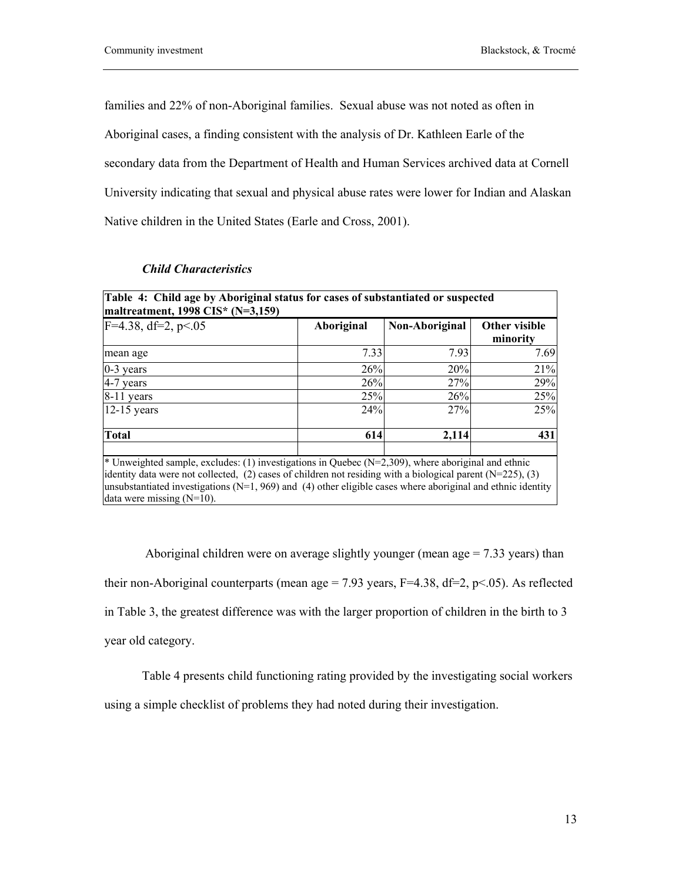families and 22% of non-Aboriginal families. Sexual abuse was not noted as often in Aboriginal cases, a finding consistent with the analysis of Dr. Kathleen Earle of the secondary data from the Department of Health and Human Services archived data at Cornell University indicating that sexual and physical abuse rates were lower for Indian and Alaskan Native children in the United States (Earle and Cross, 2001).

### *Child Characteristics*

**Table 4: Child age by Aboriginal status for cases of substantiated or suspected maltreatment, 1998 CIS* (N=3,159)**

| $F=4.38$, $df=2$, $p<.05$ | Aboriginal | Non-Aboriginal | Other visible minority |
|---|---|---|---|
| mean age | 7.33 | 7.93 | 7.69 |
| 0-3 years | 26% | 20% | 21% |
| 4-7 years | 26% | 27% | 29% |
| 8-11 years | 25% | 26% | 25% |
| 12-15 years | 24% | 27% | 25% |
| **Total** | **614** | **2,114** | **431** |

\* Unweighted sample, excludes: (1) investigations in Quebec (N=2,309), where aboriginal and ethnic identity data were not collected, (2) cases of children not residing with a biological parent (N=225), (3) unsubstantiated investigations (N=1, 969) and (4) other eligible cases where aboriginal and ethnic identity data were missing (N=10).

Aboriginal children were on average slightly younger (mean age = 7.33 years) than their non-Aboriginal counterparts (mean age = 7.93 years, $F=4.38$, $df=2$, $p<.05$). As reflected in Table 3, the greatest difference was with the larger proportion of children in the birth to 3 year old category.

Table 4 presents child functioning rating provided by the investigating social workers using a simple checklist of problems they had noted during their investigation.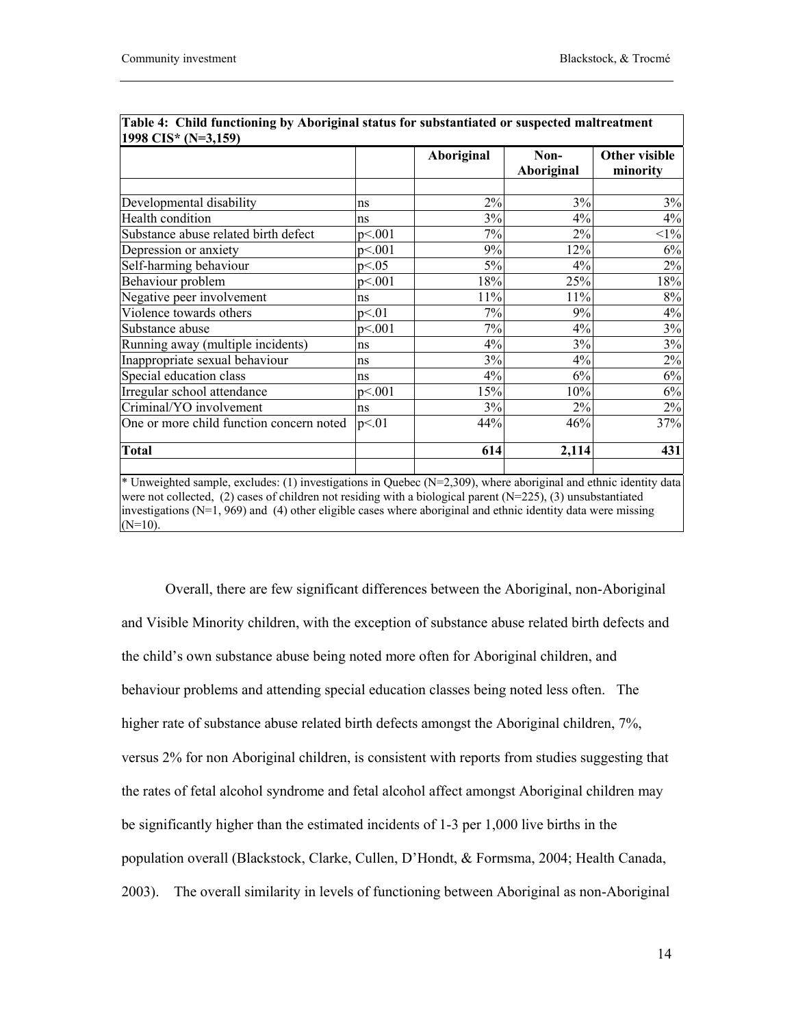**Table 4: Child functioning by Aboriginal status for substantiated or suspected maltreatment 1998 CIS* (N=3,159)**

| | | Aboriginal | Non-Aboriginal | Other visible minority |
|---|---|---|---|---|
| Developmental disability | ns | 2% | 3% | 3% |
| Health condition | ns | 3% | 4% | 4% |
| Substance abuse related birth defect | p<.001 | 7% | 2% | <1% |
| Depression or anxiety | p<.001 | 9% | 12% | 6% |
| Self-harming behaviour | p<.05 | 5% | 4% | 2% |
| Behaviour problem | p<.001 | 18% | 25% | 18% |
| Negative peer involvement | ns | 11% | 11% | 8% |
| Violence towards others | p<.01 | 7% | 9% | 4% |
| Substance abuse | p<.001 | 7% | 4% | 3% |
| Running away (multiple incidents) | ns | 4% | 3% | 3% |
| Inappropriate sexual behaviour | ns | 3% | 4% | 2% |
| Special education class | ns | 4% | 6% | 6% |
| Irregular school attendance | p<.001 | 15% | 10% | 6% |
| Criminal/YO involvement | ns | 3% | 2% | 2% |
| One or more child function concern noted | p<.01 | 44% | 46% | 37% |
| **Total** | | **614** | **2,114** | **431** |

* Unweighted sample, excludes: (1) investigations in Quebec (N=2,309), where aboriginal and ethnic identity data were not collected, (2) cases of children not residing with a biological parent (N=225), (3) unsubstantiated investigations (N=1, 969) and (4) other eligible cases where aboriginal and ethnic identity data were missing (N=10).

Overall, there are few significant differences between the Aboriginal, non-Aboriginal and Visible Minority children, with the exception of substance abuse related birth defects and the child's own substance abuse being noted more often for Aboriginal children, and behaviour problems and attending special education classes being noted less often. The higher rate of substance abuse related birth defects amongst the Aboriginal children, 7%, versus 2% for non Aboriginal children, is consistent with reports from studies suggesting that the rates of fetal alcohol syndrome and fetal alcohol affect amongst Aboriginal children may be significantly higher than the estimated incidents of 1-3 per 1,000 live births in the population overall (Blackstock, Clarke, Cullen, D'Hondt, & Formsma, 2004; Health Canada, 2003). The overall similarity in levels of functioning between Aboriginal as non-Aboriginal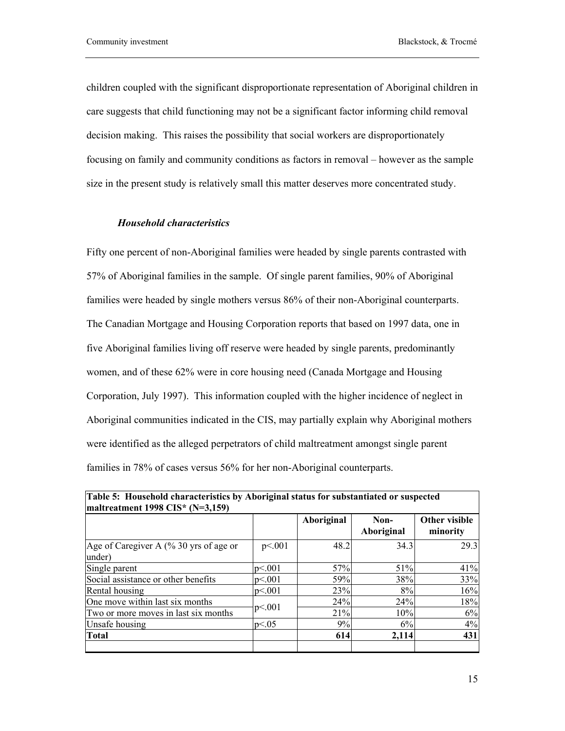children coupled with the significant disproportionate representation of Aboriginal children in care suggests that child functioning may not be a significant factor informing child removal decision making. This raises the possibility that social workers are disproportionately focusing on family and community conditions as factors in removal – however as the sample size in the present study is relatively small this matter deserves more concentrated study.

### *Household characteristics*

Fifty one percent of non-Aboriginal families were headed by single parents contrasted with 57% of Aboriginal families in the sample. Of single parent families, 90% of Aboriginal families were headed by single mothers versus 86% of their non-Aboriginal counterparts. The Canadian Mortgage and Housing Corporation reports that based on 1997 data, one in five Aboriginal families living off reserve were headed by single parents, predominantly women, and of these 62% were in core housing need (Canada Mortgage and Housing Corporation, July 1997). This information coupled with the higher incidence of neglect in Aboriginal communities indicated in the CIS, may partially explain why Aboriginal mothers were identified as the alleged perpetrators of child maltreatment amongst single parent families in 78% of cases versus 56% for her non-Aboriginal counterparts.

**Table 5: Household characteristics by Aboriginal status for substantiated or suspected maltreatment 1998 CIS* (N=3,159)**

| | | Aboriginal | Non-Aboriginal | Other visible minority |
|---|---|---|---|---|
| Age of Caregiver A (% 30 yrs of age or under) | p<.001 | 48.2 | 34.3 | 29.3 |
| Single parent | p<.001 | 57% | 51% | 41% |
| Social assistance or other benefits | p<.001 | 59% | 38% | 33% |
| Rental housing | p<.001 | 23% | 8% | 16% |
| One move within last six months | p<.001 | 24% | 24% | 18% |
| Two or more moves in last six months | | 21% | 10% | 6% |
| Unsafe housing | p<.05 | 9% | 6% | 4% |
| **Total** | | **614** | **2,114** | **431** |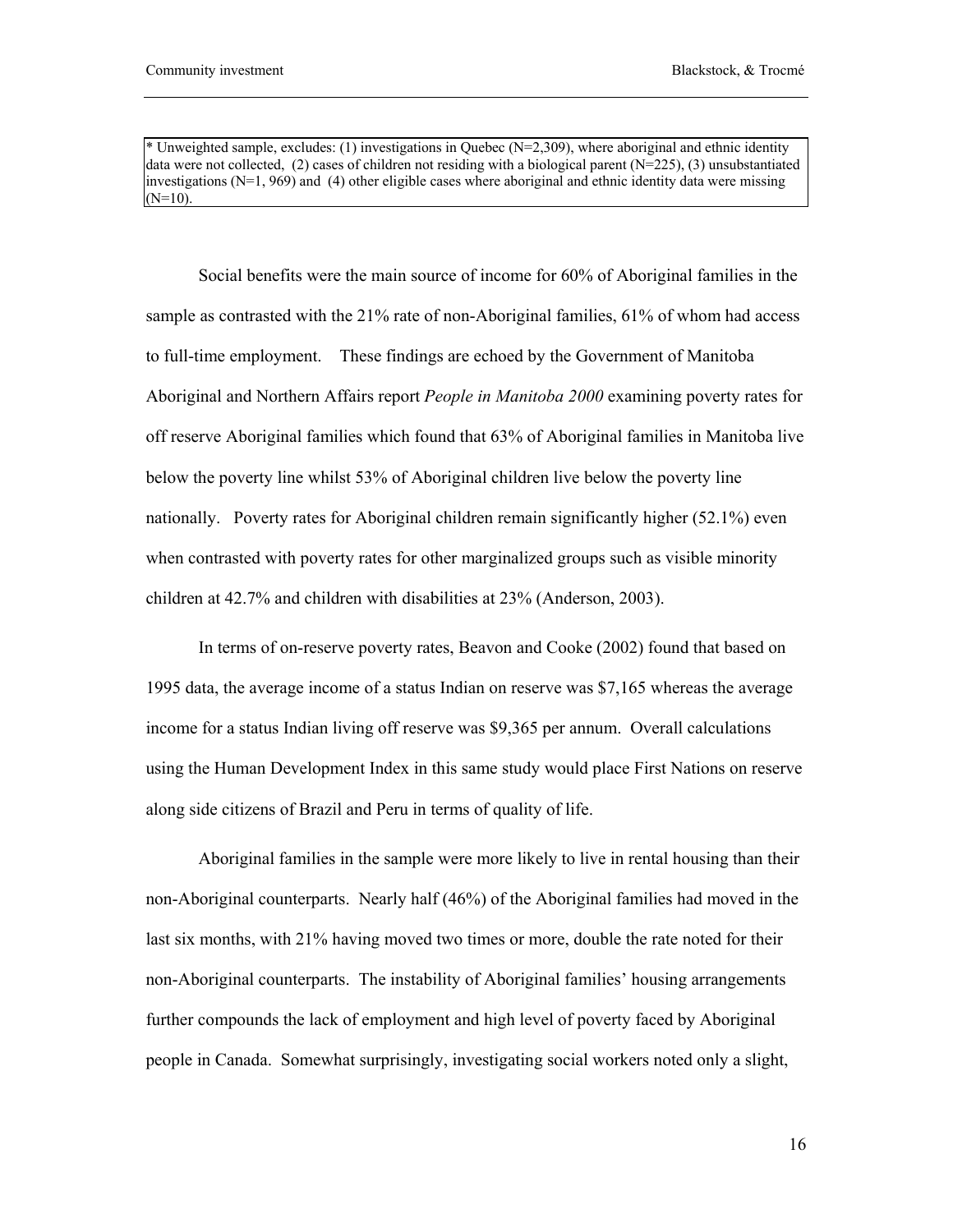* Unweighted sample, excludes: (1) investigations in Quebec (N=2,309), where aboriginal and ethnic identity data were not collected, (2) cases of children not residing with a biological parent (N=225), (3) unsubstantiated investigations (N=1, 969) and (4) other eligible cases where aboriginal and ethnic identity data were missing (N=10).

Social benefits were the main source of income for 60% of Aboriginal families in the sample as contrasted with the 21% rate of non-Aboriginal families, 61% of whom had access to full-time employment. These findings are echoed by the Government of Manitoba Aboriginal and Northern Affairs report *People in Manitoba 2000* examining poverty rates for off reserve Aboriginal families which found that 63% of Aboriginal families in Manitoba live below the poverty line whilst 53% of Aboriginal children live below the poverty line nationally. Poverty rates for Aboriginal children remain significantly higher (52.1%) even when contrasted with poverty rates for other marginalized groups such as visible minority children at 42.7% and children with disabilities at 23% (Anderson, 2003).

In terms of on-reserve poverty rates, Beavon and Cooke (2002) found that based on 1995 data, the average income of a status Indian on reserve was $7,165 whereas the average income for a status Indian living off reserve was $9,365 per annum. Overall calculations using the Human Development Index in this same study would place First Nations on reserve along side citizens of Brazil and Peru in terms of quality of life.

Aboriginal families in the sample were more likely to live in rental housing than their non-Aboriginal counterparts. Nearly half (46%) of the Aboriginal families had moved in the last six months, with 21% having moved two times or more, double the rate noted for their non-Aboriginal counterparts. The instability of Aboriginal families' housing arrangements further compounds the lack of employment and high level of poverty faced by Aboriginal people in Canada. Somewhat surprisingly, investigating social workers noted only a slight,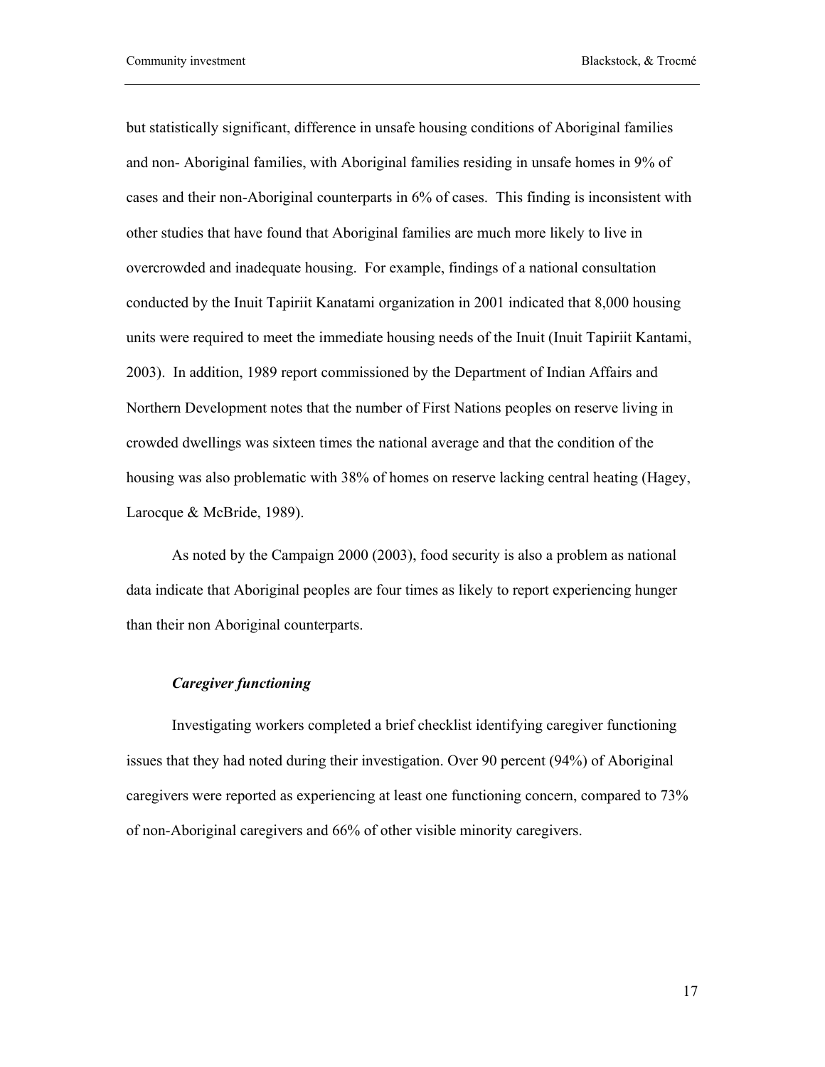but statistically significant, difference in unsafe housing conditions of Aboriginal families and non- Aboriginal families, with Aboriginal families residing in unsafe homes in 9% of cases and their non-Aboriginal counterparts in 6% of cases. This finding is inconsistent with other studies that have found that Aboriginal families are much more likely to live in overcrowded and inadequate housing. For example, findings of a national consultation conducted by the Inuit Tapiriit Kanatami organization in 2001 indicated that 8,000 housing units were required to meet the immediate housing needs of the Inuit (Inuit Tapiriit Kantami, 2003). In addition, 1989 report commissioned by the Department of Indian Affairs and Northern Development notes that the number of First Nations peoples on reserve living in crowded dwellings was sixteen times the national average and that the condition of the housing was also problematic with 38% of homes on reserve lacking central heating (Hagey, Larocque & McBride, 1989).

As noted by the Campaign 2000 (2003), food security is also a problem as national data indicate that Aboriginal peoples are four times as likely to report experiencing hunger than their non Aboriginal counterparts.

### *Caregiver functioning*

Investigating workers completed a brief checklist identifying caregiver functioning issues that they had noted during their investigation. Over 90 percent (94%) of Aboriginal caregivers were reported as experiencing at least one functioning concern, compared to 73% of non-Aboriginal caregivers and 66% of other visible minority caregivers.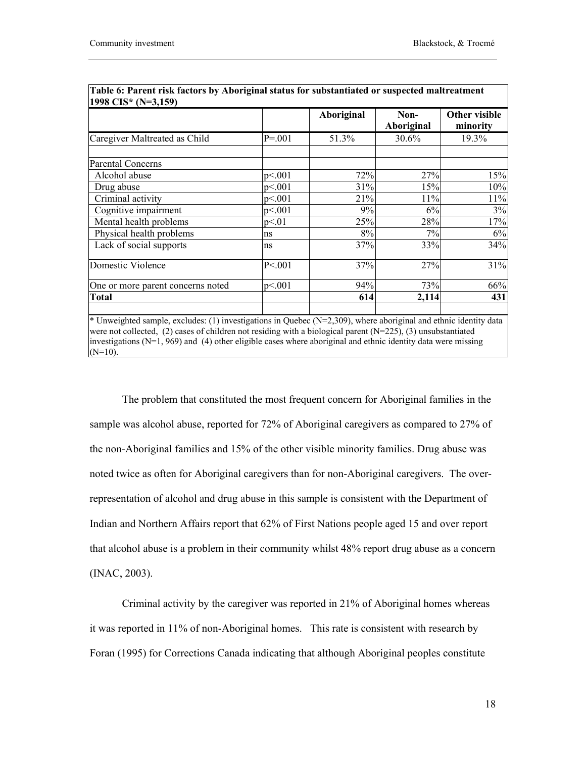| **Table 6: Parent risk factors by Aboriginal status for substantiated or suspected maltreatment 1998 CIS* (N=3,159)** | | | | |
|---|---|---|---|---|
| | | **Aboriginal** | **Non-Aboriginal** | **Other visible minority** |
| Caregiver Maltreated as Child | P=.001 | 51.3% | 30.6% | 19.3% |
| | | | | |
| Parental Concerns | | | | |
| Alcohol abuse | p<.001 | 72% | 27% | 15% |
| Drug abuse | p<.001 | 31% | 15% | 10% |
| Criminal activity | p<.001 | 21% | 11% | 11% |
| Cognitive impairment | p<.001 | 9% | 6% | 3% |
| Mental health problems | p<.01 | 25% | 28% | 17% |
| Physical health problems | ns | 8% | 7% | 6% |
| Lack of social supports | ns | 37% | 33% | 34% |
| Domestic Violence | P<.001 | 37% | 27% | 31% |
| One or more parent concerns noted | p<.001 | 94% | 73% | 66% |
| **Total** | | **614** | **2,114** | **431** |

* Unweighted sample, excludes: (1) investigations in Quebec (N=2,309), where aboriginal and ethnic identity data were not collected, (2) cases of children not residing with a biological parent (N=225), (3) unsubstantiated investigations (N=1, 969) and (4) other eligible cases where aboriginal and ethnic identity data were missing (N=10).

The problem that constituted the most frequent concern for Aboriginal families in the sample was alcohol abuse, reported for 72% of Aboriginal caregivers as compared to 27% of the non-Aboriginal families and 15% of the other visible minority families. Drug abuse was noted twice as often for Aboriginal caregivers than for non-Aboriginal caregivers. The over-representation of alcohol and drug abuse in this sample is consistent with the Department of Indian and Northern Affairs report that 62% of First Nations people aged 15 and over report that alcohol abuse is a problem in their community whilst 48% report drug abuse as a concern (INAC, 2003).

Criminal activity by the caregiver was reported in 21% of Aboriginal homes whereas it was reported in 11% of non-Aboriginal homes. This rate is consistent with research by Foran (1995) for Corrections Canada indicating that although Aboriginal peoples constitute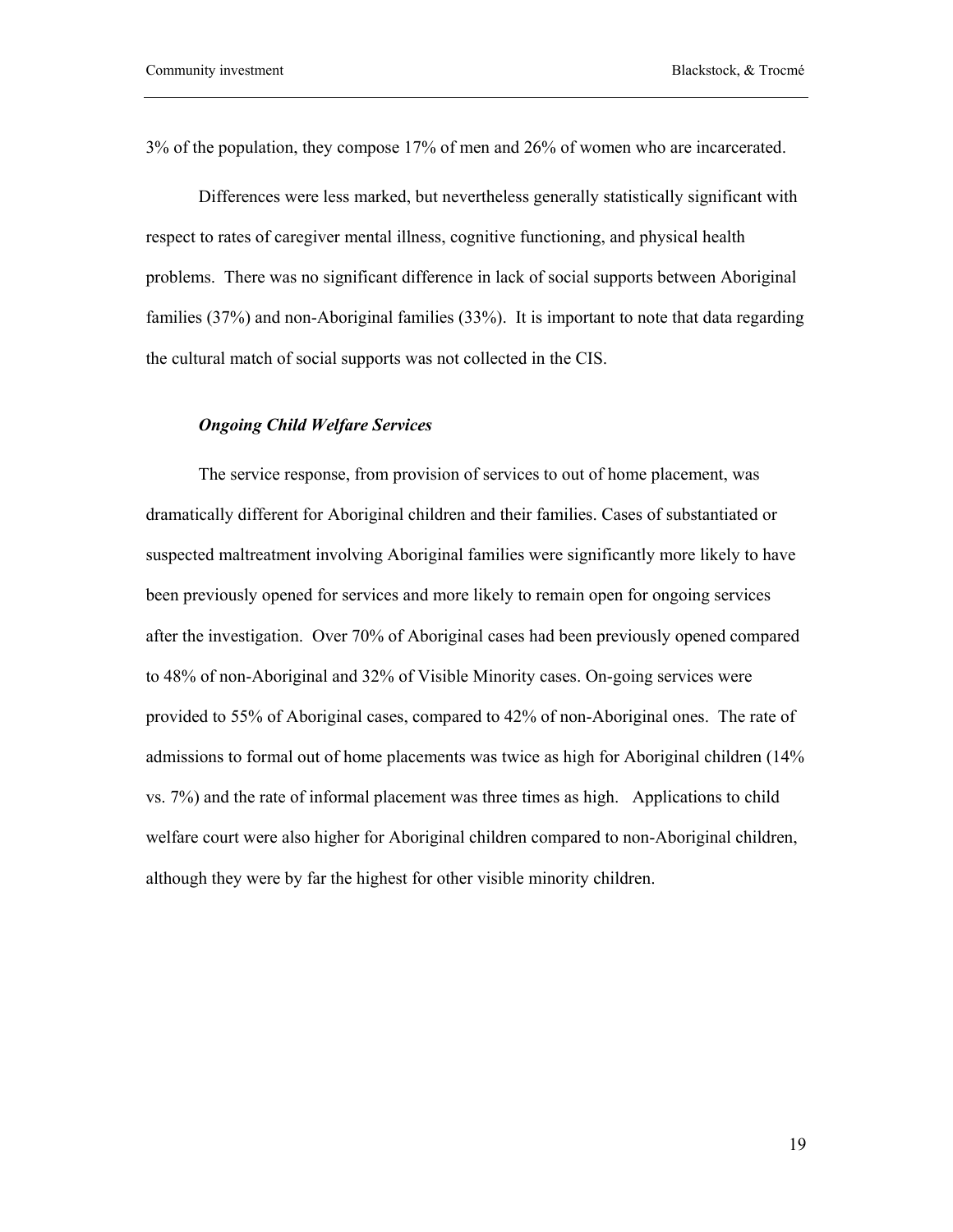3% of the population, they compose 17% of men and 26% of women who are incarcerated.

Differences were less marked, but nevertheless generally statistically significant with respect to rates of caregiver mental illness, cognitive functioning, and physical health problems. There was no significant difference in lack of social supports between Aboriginal families (37%) and non-Aboriginal families (33%). It is important to note that data regarding the cultural match of social supports was not collected in the CIS.

### *Ongoing Child Welfare Services*

The service response, from provision of services to out of home placement, was dramatically different for Aboriginal children and their families. Cases of substantiated or suspected maltreatment involving Aboriginal families were significantly more likely to have been previously opened for services and more likely to remain open for ongoing services after the investigation. Over 70% of Aboriginal cases had been previously opened compared to 48% of non-Aboriginal and 32% of Visible Minority cases. On-going services were provided to 55% of Aboriginal cases, compared to 42% of non-Aboriginal ones. The rate of admissions to formal out of home placements was twice as high for Aboriginal children (14% vs. 7%) and the rate of informal placement was three times as high. Applications to child welfare court were also higher for Aboriginal children compared to non-Aboriginal children, although they were by far the highest for other visible minority children.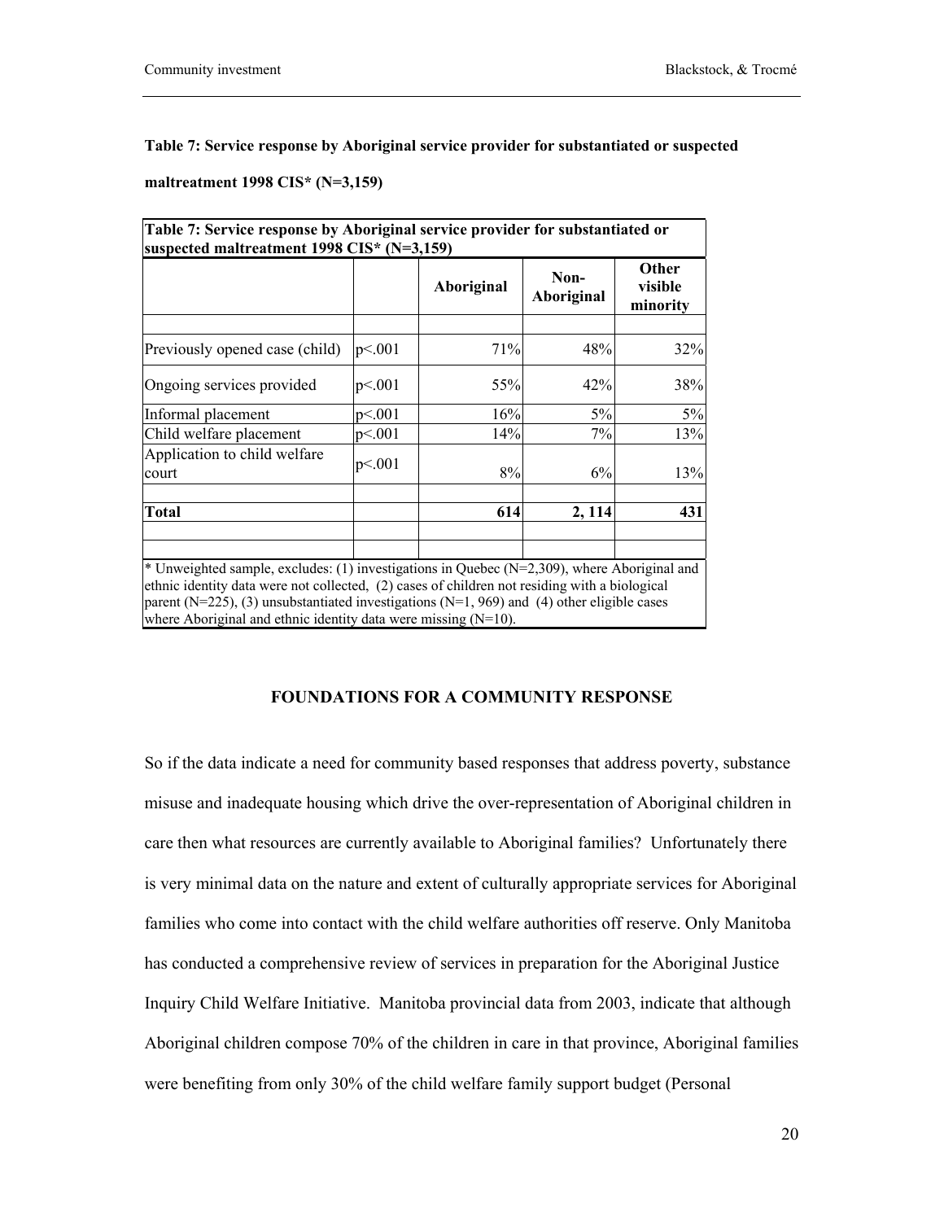**Table 7: Service response by Aboriginal service provider for substantiated or suspected maltreatment 1998 CIS* (N=3,159)**

| Table 7: Service response by Aboriginal service provider for substantiated or suspected maltreatment 1998 CIS* (N=3,159) | | | | |
|---|---|---|---|---|
| | | **Aboriginal** | **Non-Aboriginal** | **Other visible minority** |
| Previously opened case (child) | p<.001 | 71% | 48% | 32% |
| Ongoing services provided | p<.001 | 55% | 42% | 38% |
| Informal placement | p<.001 | 16% | 5% | 5% |
| Child welfare placement | p<.001 | 14% | 7% | 13% |
| Application to child welfare court | p<.001 | 8% | 6% | 13% |
| **Total** | | **614** | **2, 114** | **431** |

* Unweighted sample, excludes: (1) investigations in Quebec (N=2,309), where Aboriginal and ethnic identity data were not collected, (2) cases of children not residing with a biological parent (N=225), (3) unsubstantiated investigations (N=1, 969) and (4) other eligible cases where Aboriginal and ethnic identity data were missing (N=10).

## FOUNDATIONS FOR A COMMUNITY RESPONSE

So if the data indicate a need for community based responses that address poverty, substance misuse and inadequate housing which drive the over-representation of Aboriginal children in care then what resources are currently available to Aboriginal families? Unfortunately there is very minimal data on the nature and extent of culturally appropriate services for Aboriginal families who come into contact with the child welfare authorities off reserve. Only Manitoba has conducted a comprehensive review of services in preparation for the Aboriginal Justice Inquiry Child Welfare Initiative. Manitoba provincial data from 2003, indicate that although Aboriginal children compose 70% of the children in care in that province, Aboriginal families were benefiting from only 30% of the child welfare family support budget (Personal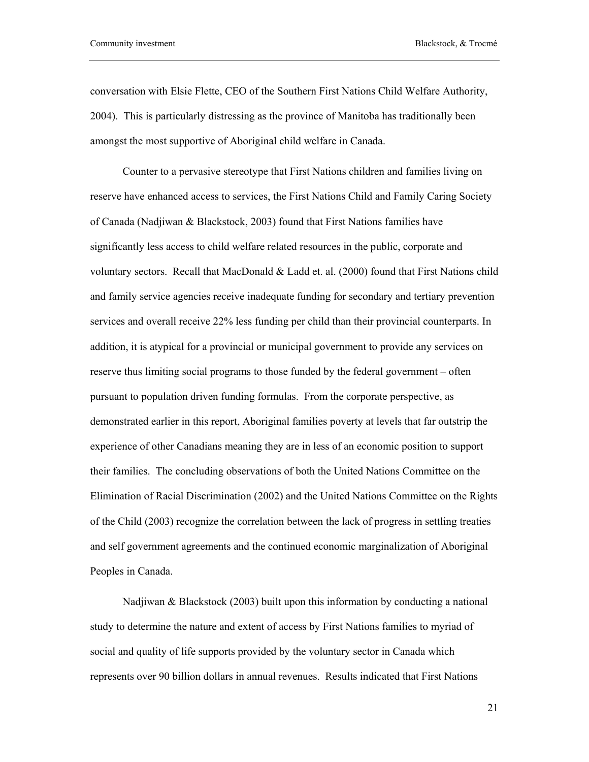conversation with Elsie Flette, CEO of the Southern First Nations Child Welfare Authority, 2004). This is particularly distressing as the province of Manitoba has traditionally been amongst the most supportive of Aboriginal child welfare in Canada.

Counter to a pervasive stereotype that First Nations children and families living on reserve have enhanced access to services, the First Nations Child and Family Caring Society of Canada (Nadjiwan & Blackstock, 2003) found that First Nations families have significantly less access to child welfare related resources in the public, corporate and voluntary sectors. Recall that MacDonald & Ladd et. al. (2000) found that First Nations child and family service agencies receive inadequate funding for secondary and tertiary prevention services and overall receive 22% less funding per child than their provincial counterparts. In addition, it is atypical for a provincial or municipal government to provide any services on reserve thus limiting social programs to those funded by the federal government – often pursuant to population driven funding formulas. From the corporate perspective, as demonstrated earlier in this report, Aboriginal families poverty at levels that far outstrip the experience of other Canadians meaning they are in less of an economic position to support their families. The concluding observations of both the United Nations Committee on the Elimination of Racial Discrimination (2002) and the United Nations Committee on the Rights of the Child (2003) recognize the correlation between the lack of progress in settling treaties and self government agreements and the continued economic marginalization of Aboriginal Peoples in Canada.

Nadjiwan & Blackstock (2003) built upon this information by conducting a national study to determine the nature and extent of access by First Nations families to myriad of social and quality of life supports provided by the voluntary sector in Canada which represents over 90 billion dollars in annual revenues. Results indicated that First Nations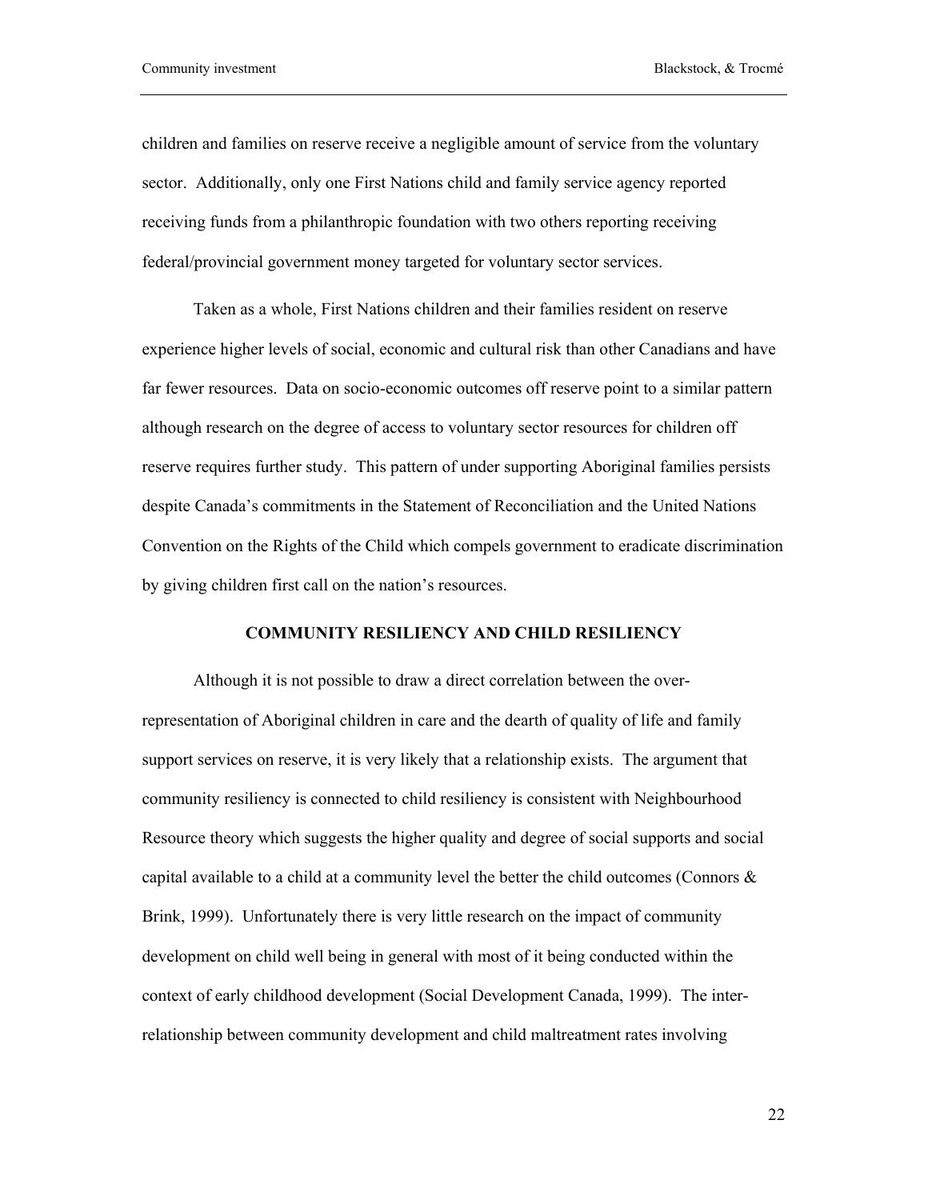children and families on reserve receive a negligible amount of service from the voluntary sector. Additionally, only one First Nations child and family service agency reported receiving funds from a philanthropic foundation with two others reporting receiving federal/provincial government money targeted for voluntary sector services.

Taken as a whole, First Nations children and their families resident on reserve experience higher levels of social, economic and cultural risk than other Canadians and have far fewer resources. Data on socio-economic outcomes off reserve point to a similar pattern although research on the degree of access to voluntary sector resources for children off reserve requires further study. This pattern of under supporting Aboriginal families persists despite Canada's commitments in the Statement of Reconciliation and the United Nations Convention on the Rights of the Child which compels government to eradicate discrimination by giving children first call on the nation's resources.

## COMMUNITY RESILIENCY AND CHILD RESILIENCY

Although it is not possible to draw a direct correlation between the over-representation of Aboriginal children in care and the dearth of quality of life and family support services on reserve, it is very likely that a relationship exists. The argument that community resiliency is connected to child resiliency is consistent with Neighbourhood Resource theory which suggests the higher quality and degree of social supports and social capital available to a child at a community level the better the child outcomes (Connors & Brink, 1999). Unfortunately there is very little research on the impact of community development on child well being in general with most of it being conducted within the context of early childhood development (Social Development Canada, 1999). The inter-relationship between community development and child maltreatment rates involving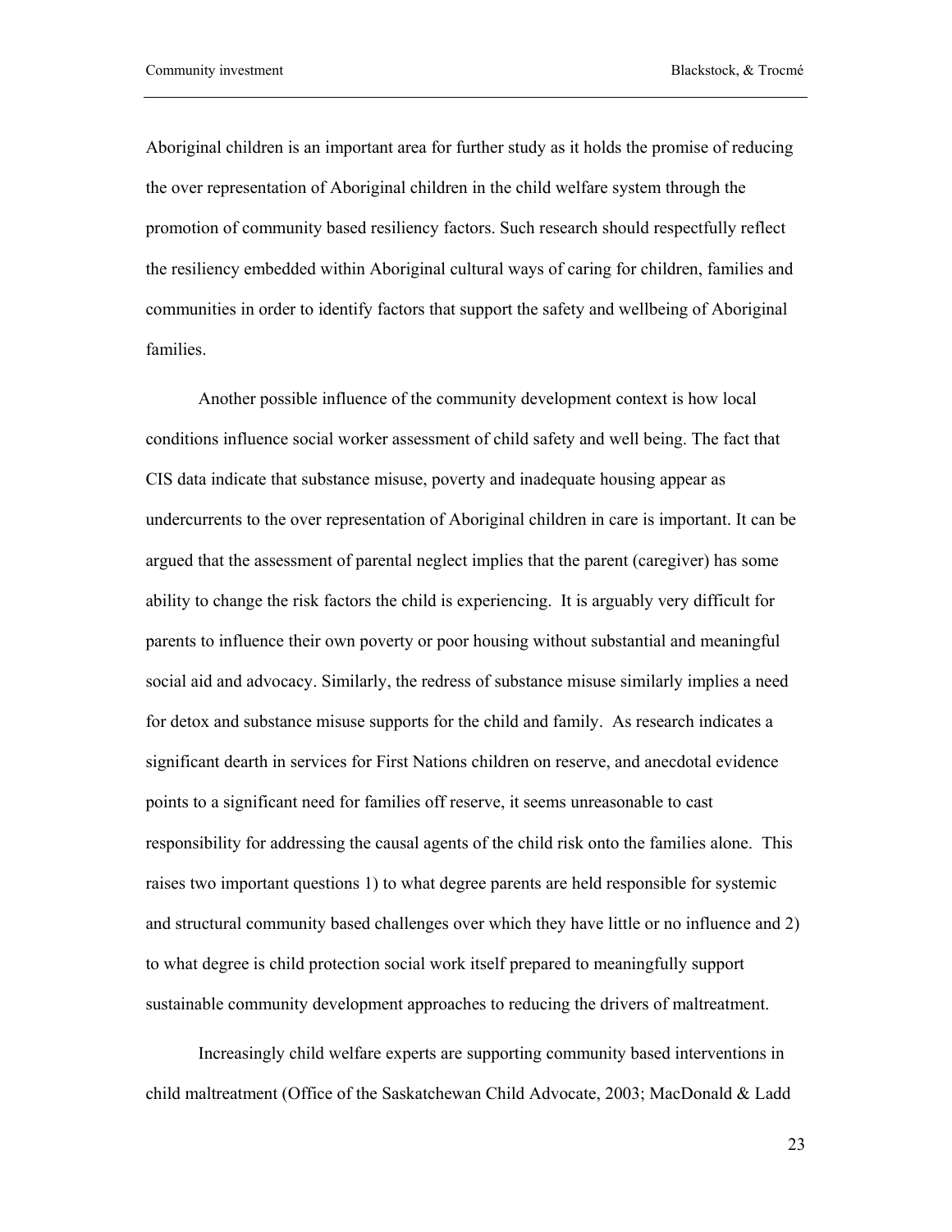Aboriginal children is an important area for further study as it holds the promise of reducing the over representation of Aboriginal children in the child welfare system through the promotion of community based resiliency factors. Such research should respectfully reflect the resiliency embedded within Aboriginal cultural ways of caring for children, families and communities in order to identify factors that support the safety and wellbeing of Aboriginal families.

Another possible influence of the community development context is how local conditions influence social worker assessment of child safety and well being. The fact that CIS data indicate that substance misuse, poverty and inadequate housing appear as undercurrents to the over representation of Aboriginal children in care is important. It can be argued that the assessment of parental neglect implies that the parent (caregiver) has some ability to change the risk factors the child is experiencing. It is arguably very difficult for parents to influence their own poverty or poor housing without substantial and meaningful social aid and advocacy. Similarly, the redress of substance misuse similarly implies a need for detox and substance misuse supports for the child and family. As research indicates a significant dearth in services for First Nations children on reserve, and anecdotal evidence points to a significant need for families off reserve, it seems unreasonable to cast responsibility for addressing the causal agents of the child risk onto the families alone. This raises two important questions 1) to what degree parents are held responsible for systemic and structural community based challenges over which they have little or no influence and 2) to what degree is child protection social work itself prepared to meaningfully support sustainable community development approaches to reducing the drivers of maltreatment.

Increasingly child welfare experts are supporting community based interventions in child maltreatment (Office of the Saskatchewan Child Advocate, 2003; MacDonald & Ladd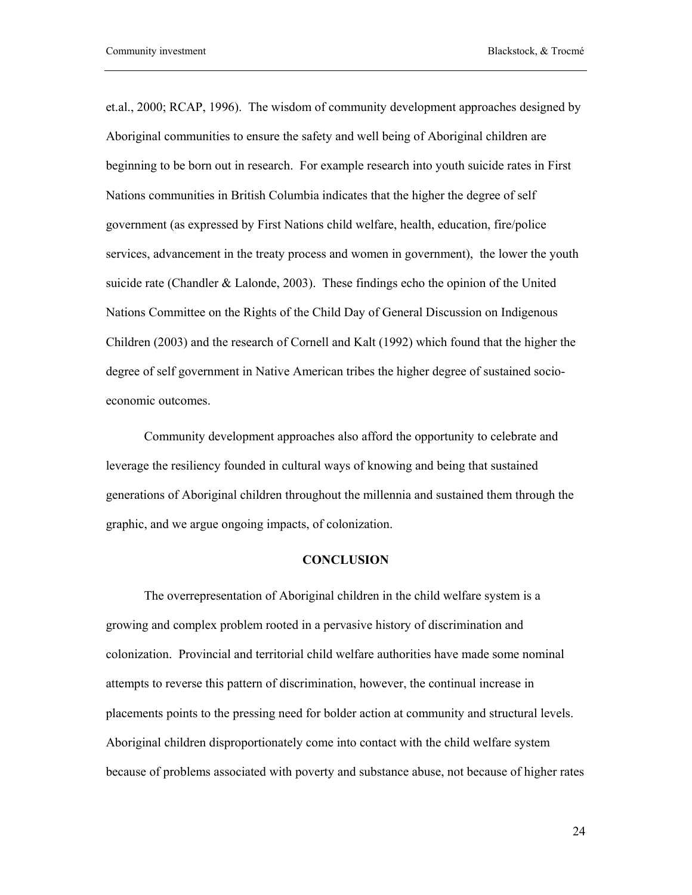et.al., 2000; RCAP, 1996). The wisdom of community development approaches designed by Aboriginal communities to ensure the safety and well being of Aboriginal children are beginning to be born out in research. For example research into youth suicide rates in First Nations communities in British Columbia indicates that the higher the degree of self government (as expressed by First Nations child welfare, health, education, fire/police services, advancement in the treaty process and women in government), the lower the youth suicide rate (Chandler & Lalonde, 2003). These findings echo the opinion of the United Nations Committee on the Rights of the Child Day of General Discussion on Indigenous Children (2003) and the research of Cornell and Kalt (1992) which found that the higher the degree of self government in Native American tribes the higher degree of sustained socio-economic outcomes.

Community development approaches also afford the opportunity to celebrate and leverage the resiliency founded in cultural ways of knowing and being that sustained generations of Aboriginal children throughout the millennia and sustained them through the graphic, and we argue ongoing impacts, of colonization.

## CONCLUSION

The overrepresentation of Aboriginal children in the child welfare system is a growing and complex problem rooted in a pervasive history of discrimination and colonization. Provincial and territorial child welfare authorities have made some nominal attempts to reverse this pattern of discrimination, however, the continual increase in placements points to the pressing need for bolder action at community and structural levels. Aboriginal children disproportionately come into contact with the child welfare system because of problems associated with poverty and substance abuse, not because of higher rates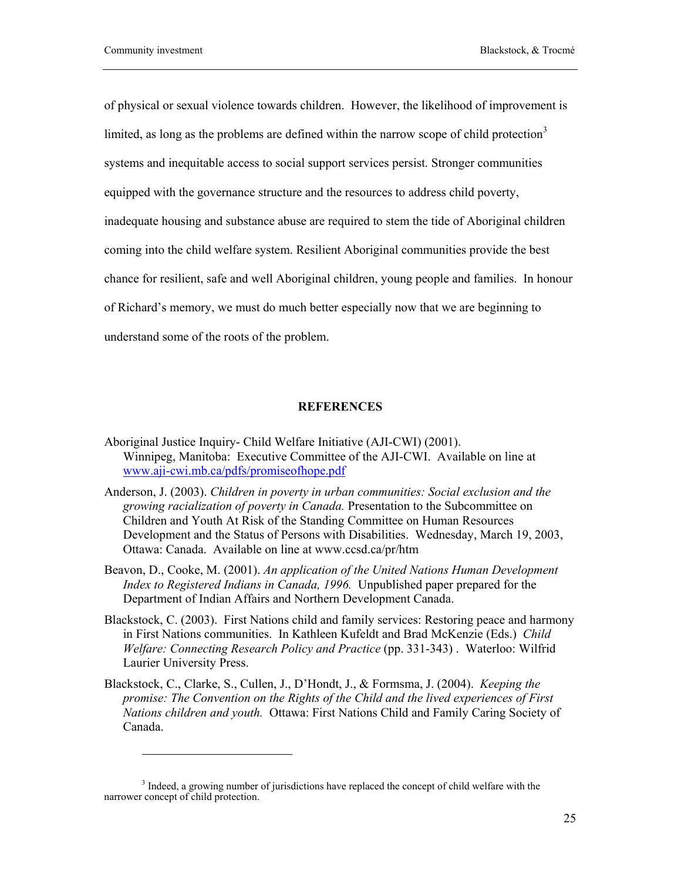of physical or sexual violence towards children. However, the likelihood of improvement is limited, as long as the problems are defined within the narrow scope of child protection[3] systems and inequitable access to social support services persist. Stronger communities equipped with the governance structure and the resources to address child poverty, inadequate housing and substance abuse are required to stem the tide of Aboriginal children coming into the child welfare system. Resilient Aboriginal communities provide the best chance for resilient, safe and well Aboriginal children, young people and families. In honour of Richard's memory, we must do much better especially now that we are beginning to understand some of the roots of the problem.

## REFERENCES

Aboriginal Justice Inquiry- Child Welfare Initiative (AJI-CWI) (2001). Winnipeg, Manitoba: Executive Committee of the AJI-CWI. Available on line at www.aji-cwi.mb.ca/pdfs/promiseofhope.pdf

Anderson, J. (2003). *Children in poverty in urban communities: Social exclusion and the growing racialization of poverty in Canada.* Presentation to the Subcommittee on Children and Youth At Risk of the Standing Committee on Human Resources Development and the Status of Persons with Disabilities. Wednesday, March 19, 2003, Ottawa: Canada. Available on line at www.ccsd.ca/pr/htm

Beavon, D., Cooke, M. (2001). *An application of the United Nations Human Development Index to Registered Indians in Canada, 1996.* Unpublished paper prepared for the Department of Indian Affairs and Northern Development Canada.

Blackstock, C. (2003). First Nations child and family services: Restoring peace and harmony in First Nations communities. In Kathleen Kufeldt and Brad McKenzie (Eds.) *Child Welfare: Connecting Research Policy and Practice* (pp. 331-343) . Waterloo: Wilfrid Laurier University Press.

Blackstock, C., Clarke, S., Cullen, J., D'Hondt, J., & Formsma, J. (2004). *Keeping the promise: The Convention on the Rights of the Child and the lived experiences of First Nations children and youth.* Ottawa: First Nations Child and Family Caring Society of Canada.

---

[3] Indeed, a growing number of jurisdictions have replaced the concept of child welfare with the narrower concept of child protection.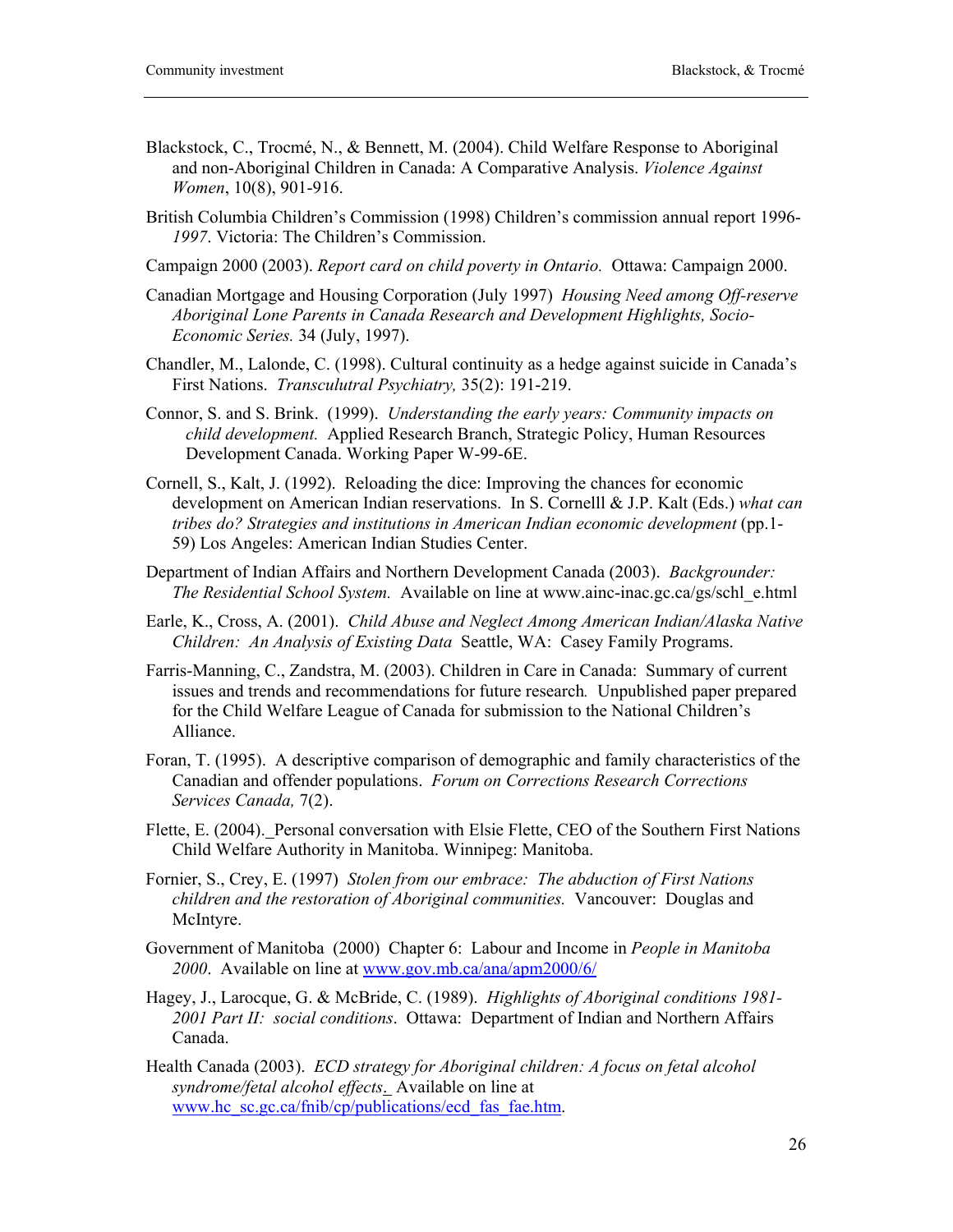Blackstock, C., Trocmé, N., & Bennett, M. (2004). Child Welfare Response to Aboriginal and non-Aboriginal Children in Canada: A Comparative Analysis. *Violence Against Women*, 10(8), 901-916.

British Columbia Children's Commission (1998) Children's commission annual report 1996-*1997*. Victoria: The Children's Commission.

Campaign 2000 (2003). *Report card on child poverty in Ontario.* Ottawa: Campaign 2000.

Canadian Mortgage and Housing Corporation (July 1997) *Housing Need among Off-reserve Aboriginal Lone Parents in Canada Research and Development Highlights, Socio-Economic Series.* 34 (July, 1997).

Chandler, M., Lalonde, C. (1998). Cultural continuity as a hedge against suicide in Canada's First Nations. *Transculutral Psychiatry,* 35(2): 191-219.

Connor, S. and S. Brink. (1999). *Understanding the early years: Community impacts on child development.* Applied Research Branch, Strategic Policy, Human Resources Development Canada. Working Paper W-99-6E.

Cornell, S., Kalt, J. (1992). Reloading the dice: Improving the chances for economic development on American Indian reservations. In S. Cornelll & J.P. Kalt (Eds.) *what can tribes do? Strategies and institutions in American Indian economic development* (pp.1-59) Los Angeles: American Indian Studies Center.

Department of Indian Affairs and Northern Development Canada (2003). *Backgrounder: The Residential School System.* Available on line at www.ainc-inac.gc.ca/gs/schl_e.html

Earle, K., Cross, A. (2001). *Child Abuse and Neglect Among American Indian/Alaska Native Children: An Analysis of Existing Data* Seattle, WA: Casey Family Programs.

Farris-Manning, C., Zandstra, M. (2003). Children in Care in Canada: Summary of current issues and trends and recommendations for future research*.* Unpublished paper prepared for the Child Welfare League of Canada for submission to the National Children's Alliance.

Foran, T. (1995). A descriptive comparison of demographic and family characteristics of the Canadian and offender populations. *Forum on Corrections Research Corrections Services Canada,* 7(2).

Flette, E. (2004). Personal conversation with Elsie Flette, CEO of the Southern First Nations Child Welfare Authority in Manitoba. Winnipeg: Manitoba.

Fornier, S., Crey, E. (1997) *Stolen from our embrace: The abduction of First Nations children and the restoration of Aboriginal communities.* Vancouver: Douglas and McIntyre.

Government of Manitoba (2000) Chapter 6: Labour and Income in *People in Manitoba 2000*. Available on line at www.gov.mb.ca/ana/apm2000/6/

Hagey, J., Larocque, G. & McBride, C. (1989). *Highlights of Aboriginal conditions 1981-2001 Part II: social conditions*. Ottawa: Department of Indian and Northern Affairs Canada.

Health Canada (2003). *ECD strategy for Aboriginal children: A focus on fetal alcohol syndrome/fetal alcohol effects*. Available on line at www.hc_sc.gc.ca/fnib/cp/publications/ecd_fas_fae.htm.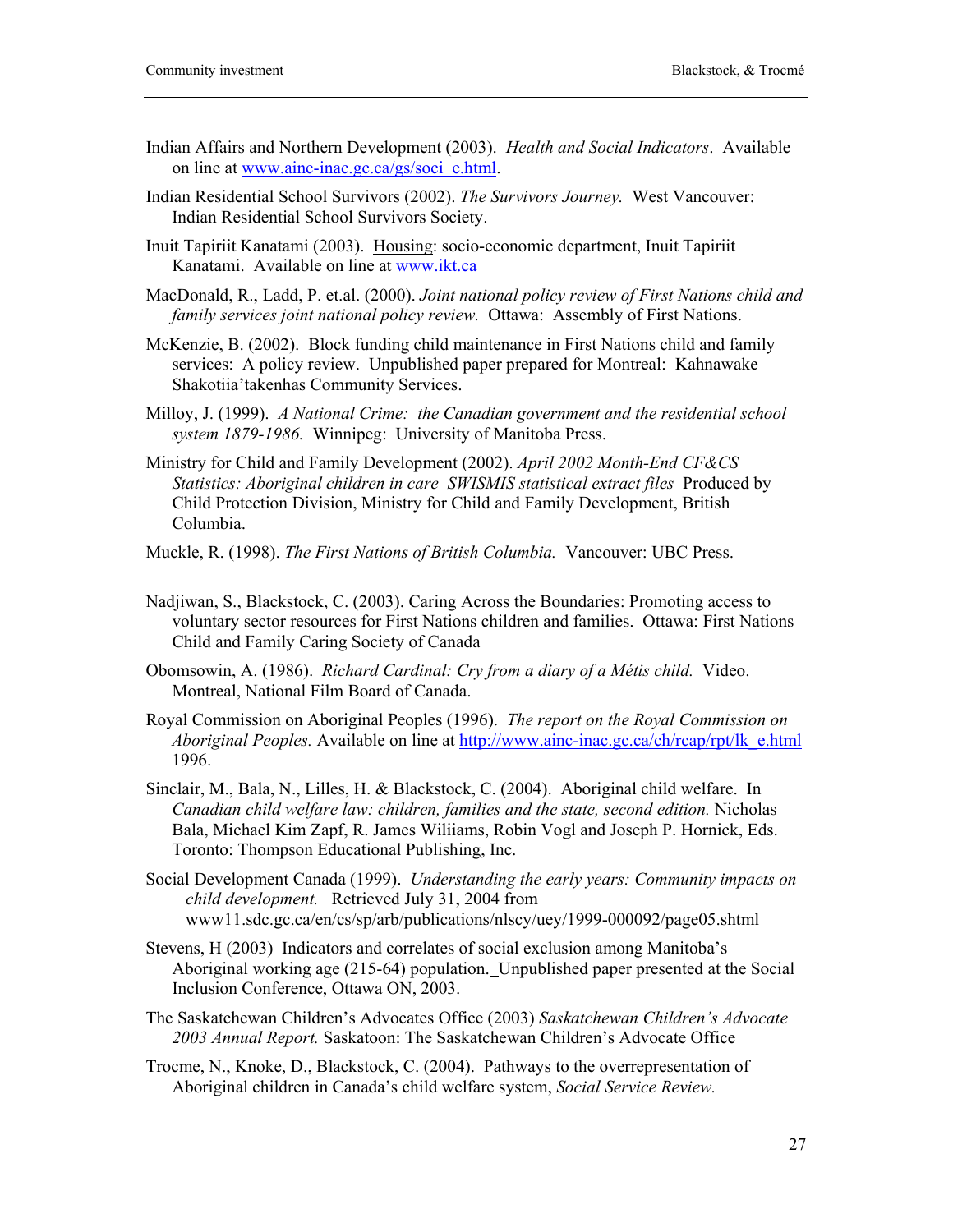Indian Affairs and Northern Development (2003). *Health and Social Indicators*. Available on line at www.ainc-inac.gc.ca/gs/soci_e.html.

Indian Residential School Survivors (2002). *The Survivors Journey.* West Vancouver: Indian Residential School Survivors Society.

Inuit Tapiriit Kanatami (2003). Housing: socio-economic department, Inuit Tapiriit Kanatami. Available on line at www.ikt.ca

MacDonald, R., Ladd, P. et.al. (2000). *Joint national policy review of First Nations child and family services joint national policy review.* Ottawa: Assembly of First Nations.

McKenzie, B. (2002). Block funding child maintenance in First Nations child and family services: A policy review. Unpublished paper prepared for Montreal: Kahnawake Shakotiia'takenhas Community Services.

Milloy, J. (1999). *A National Crime: the Canadian government and the residential school system 1879-1986.* Winnipeg: University of Manitoba Press.

Ministry for Child and Family Development (2002). *April 2002 Month-End CF&CS Statistics: Aboriginal children in care SWISMIS statistical extract files* Produced by Child Protection Division, Ministry for Child and Family Development, British Columbia.

Muckle, R. (1998). *The First Nations of British Columbia.* Vancouver: UBC Press.

Nadjiwan, S., Blackstock, C. (2003). Caring Across the Boundaries: Promoting access to voluntary sector resources for First Nations children and families. Ottawa: First Nations Child and Family Caring Society of Canada

Obomsowin, A. (1986). *Richard Cardinal: Cry from a diary of a Métis child.* Video. Montreal, National Film Board of Canada.

Royal Commission on Aboriginal Peoples (1996). *The report on the Royal Commission on Aboriginal Peoples.* Available on line at http://www.ainc-inac.gc.ca/ch/rcap/rpt/lk_e.html 1996.

Sinclair, M., Bala, N., Lilles, H. & Blackstock, C. (2004). Aboriginal child welfare. In *Canadian child welfare law: children, families and the state, second edition.* Nicholas Bala, Michael Kim Zapf, R. James Wiliiams, Robin Vogl and Joseph P. Hornick, Eds. Toronto: Thompson Educational Publishing, Inc.

Social Development Canada (1999). *Understanding the early years: Community impacts on child development.* Retrieved July 31, 2004 from www11.sdc.gc.ca/en/cs/sp/arb/publications/nlscy/uey/1999-000092/page05.shtml

Stevens, H (2003) Indicators and correlates of social exclusion among Manitoba's Aboriginal working age (215-64) population. Unpublished paper presented at the Social Inclusion Conference, Ottawa ON, 2003.

The Saskatchewan Children's Advocates Office (2003) *Saskatchewan Children's Advocate 2003 Annual Report.* Saskatoon: The Saskatchewan Children's Advocate Office

Trocme, N., Knoke, D., Blackstock, C. (2004). Pathways to the overrepresentation of Aboriginal children in Canada's child welfare system, *Social Service Review.*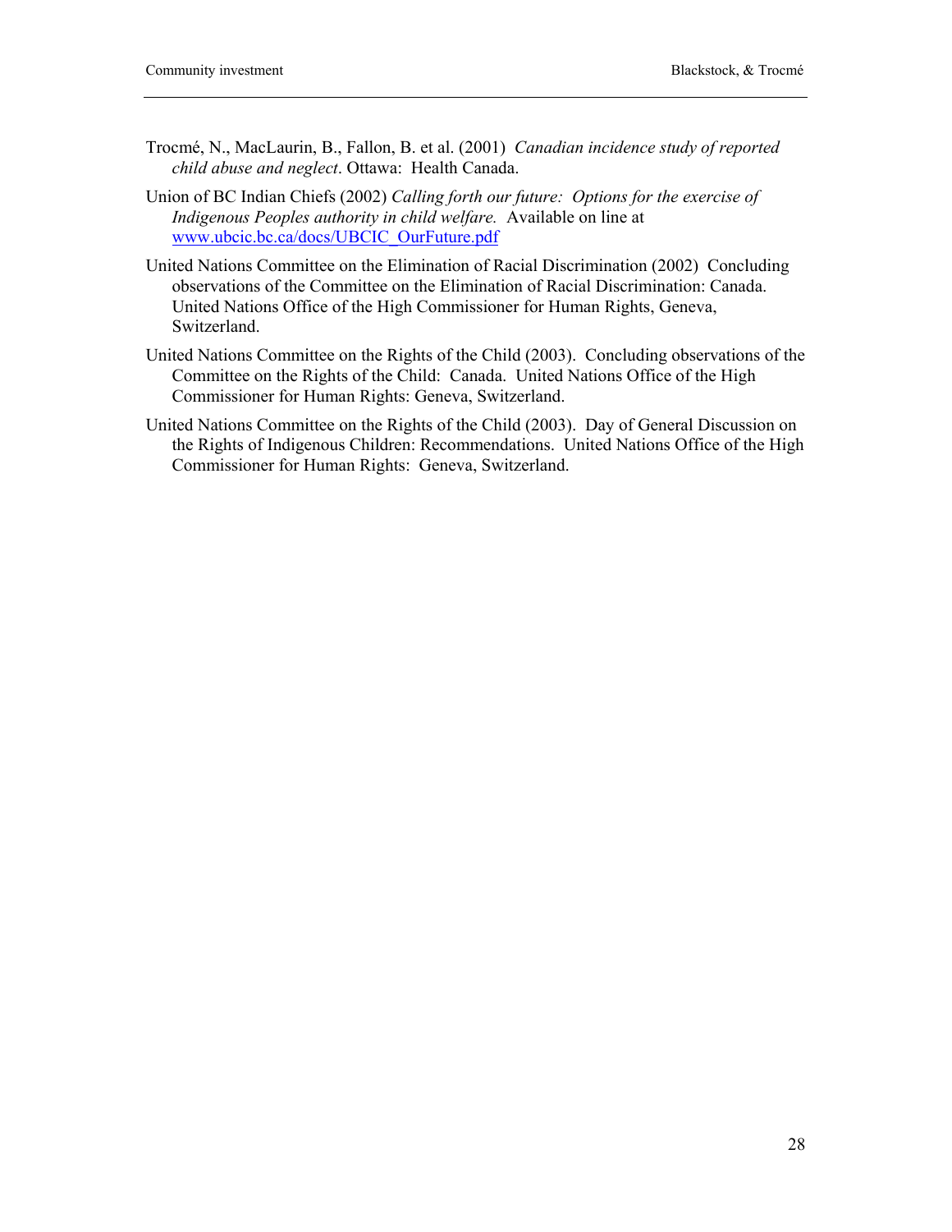Trocmé, N., MacLaurin, B., Fallon, B. et al. (2001) *Canadian incidence study of reported child abuse and neglect*. Ottawa: Health Canada.

Union of BC Indian Chiefs (2002) *Calling forth our future: Options for the exercise of Indigenous Peoples authority in child welfare.* Available on line at www.ubcic.bc.ca/docs/UBCIC_OurFuture.pdf

United Nations Committee on the Elimination of Racial Discrimination (2002) Concluding observations of the Committee on the Elimination of Racial Discrimination: Canada. United Nations Office of the High Commissioner for Human Rights, Geneva, Switzerland.

United Nations Committee on the Rights of the Child (2003). Concluding observations of the Committee on the Rights of the Child: Canada. United Nations Office of the High Commissioner for Human Rights: Geneva, Switzerland.

United Nations Committee on the Rights of the Child (2003). Day of General Discussion on the Rights of Indigenous Children: Recommendations. United Nations Office of the High Commissioner for Human Rights: Geneva, Switzerland.